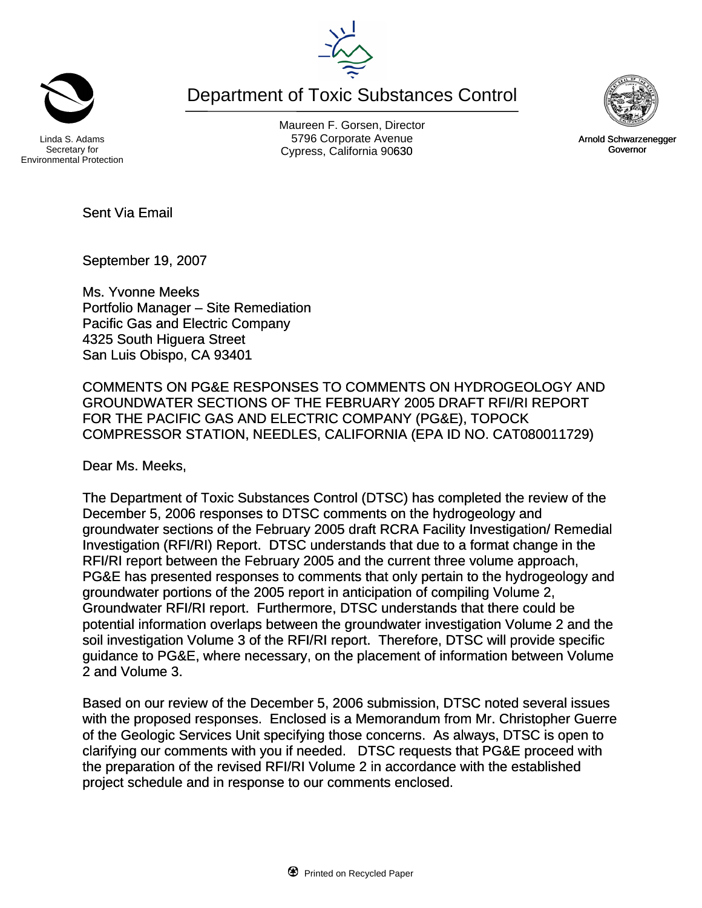Linda S. Adams
Secretary for
Environmental Protection

# Department of Toxic Substances Control

Maureen F. Gorsen, Director
5796 Corporate Avenue
Cypress, California 90630

Arnold Schwarzenegger
Governor

Sent Via Email

September 19, 2007

Ms. Yvonne Meeks
Portfolio Manager – Site Remediation
Pacific Gas and Electric Company
4325 South Higuera Street
San Luis Obispo, CA 93401

COMMENTS ON PG&E RESPONSES TO COMMENTS ON HYDROGEOLOGY AND GROUNDWATER SECTIONS OF THE FEBRUARY 2005 DRAFT RFI/RI REPORT FOR THE PACIFIC GAS AND ELECTRIC COMPANY (PG&E), TOPOCK COMPRESSOR STATION, NEEDLES, CALIFORNIA (EPA ID NO. CAT080011729)

Dear Ms. Meeks,

The Department of Toxic Substances Control (DTSC) has completed the review of the December 5, 2006 responses to DTSC comments on the hydrogeology and groundwater sections of the February 2005 draft RCRA Facility Investigation/ Remedial Investigation (RFI/RI) Report. DTSC understands that due to a format change in the RFI/RI report between the February 2005 and the current three volume approach, PG&E has presented responses to comments that only pertain to the hydrogeology and groundwater portions of the 2005 report in anticipation of compiling Volume 2, Groundwater RFI/RI report. Furthermore, DTSC understands that there could be potential information overlaps between the groundwater investigation Volume 2 and the soil investigation Volume 3 of the RFI/RI report. Therefore, DTSC will provide specific guidance to PG&E, where necessary, on the placement of information between Volume 2 and Volume 3.

Based on our review of the December 5, 2006 submission, DTSC noted several issues with the proposed responses. Enclosed is a Memorandum from Mr. Christopher Guerre of the Geologic Services Unit specifying those concerns. As always, DTSC is open to clarifying our comments with you if needed. DTSC requests that PG&E proceed with the preparation of the revised RFI/RI Volume 2 in accordance with the established project schedule and in response to our comments enclosed.

Printed on Recycled Paper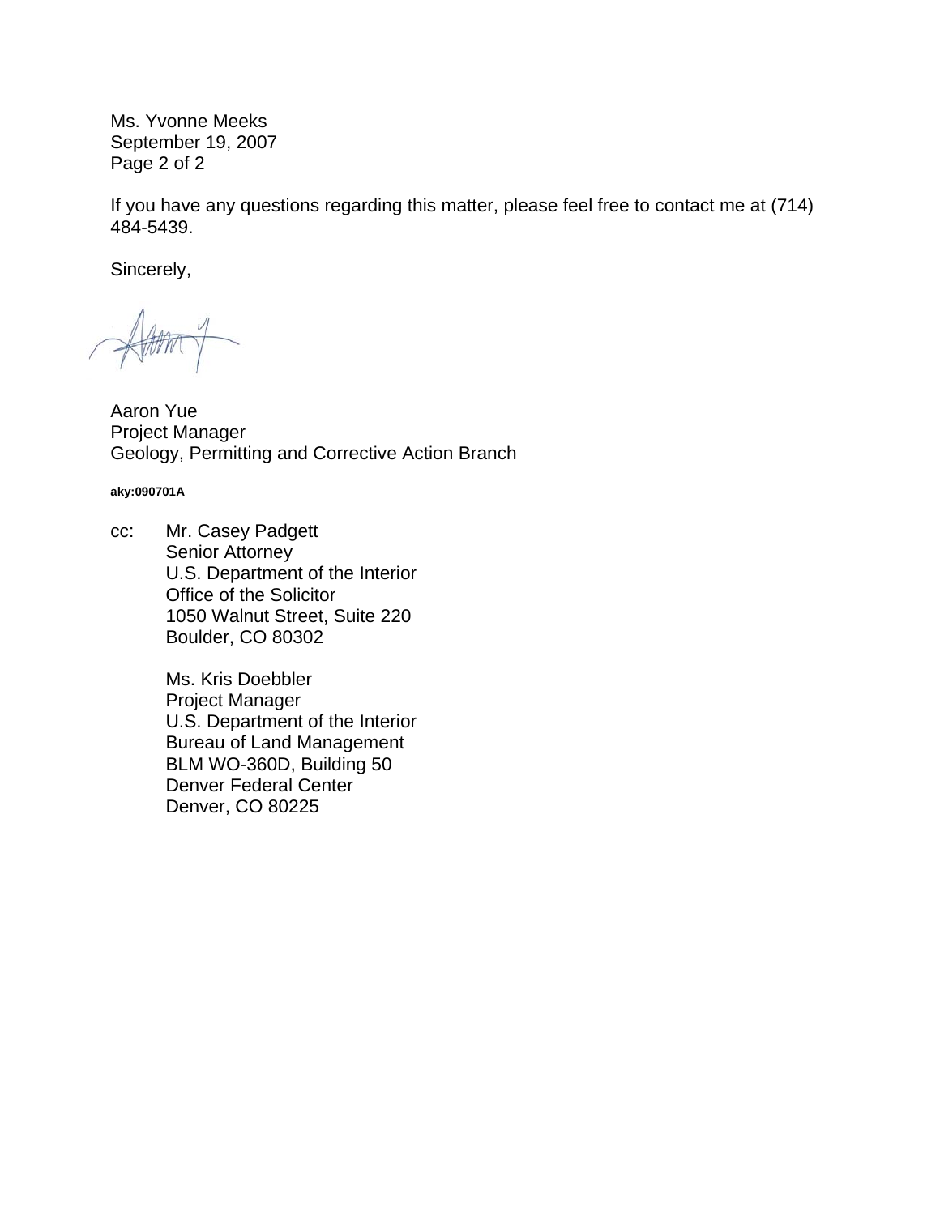Ms. Yvonne Meeks
September 19, 2007

If you have any questions regarding this matter, please feel free to contact me at (714) 484-5439.

Sincerely,

Aaron Yue
Project Manager
Geology, Permitting and Corrective Action Branch

**aky:090701A**

cc: Mr. Casey Padgett
Senior Attorney
U.S. Department of the Interior
Office of the Solicitor
1050 Walnut Street, Suite 220
Boulder, CO 80302

Ms. Kris Doebbler
Project Manager
U.S. Department of the Interior
Bureau of Land Management
BLM WO-360D, Building 50
Denver Federal Center
Denver, CO 80225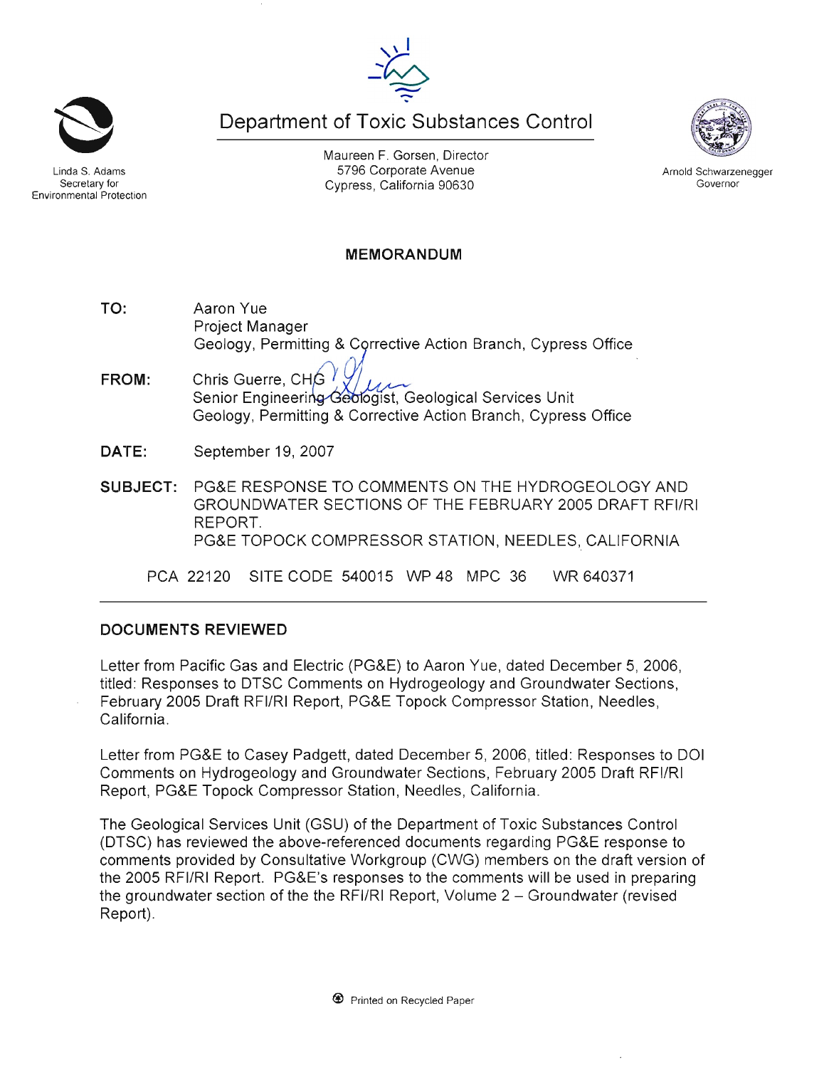Linda S. Adams
Secretary for
Environmental Protection

# Department of Toxic Substances Control

Maureen F. Gorsen, Director
5796 Corporate Avenue
Cypress, California 90630

Arnold Schwarzenegger
Governor

## MEMORANDUM

**TO:** Aaron Yue
Project Manager
Geology, Permitting & Corrective Action Branch, Cypress Office

**FROM:** Chris Guerre, CHG
Senior Engineering Geologist, Geological Services Unit
Geology, Permitting & Corrective Action Branch, Cypress Office

**DATE:** September 19, 2007

**SUBJECT:** PG&E RESPONSE TO COMMENTS ON THE HYDROGEOLOGY AND GROUNDWATER SECTIONS OF THE FEBRUARY 2005 DRAFT RFI/RI REPORT.
PG&E TOPOCK COMPRESSOR STATION, NEEDLES, CALIFORNIA

PCA 22120 SITE CODE 540015 WP 48 MPC 36 WR 640371

### DOCUMENTS REVIEWED

Letter from Pacific Gas and Electric (PG&E) to Aaron Yue, dated December 5, 2006, titled: Responses to DTSC Comments on Hydrogeology and Groundwater Sections, February 2005 Draft RFI/RI Report, PG&E Topock Compressor Station, Needles, California.

Letter from PG&E to Casey Padgett, dated December 5, 2006, titled: Responses to DOI Comments on Hydrogeology and Groundwater Sections, February 2005 Draft RFI/RI Report, PG&E Topock Compressor Station, Needles, California.

The Geological Services Unit (GSU) of the Department of Toxic Substances Control (DTSC) has reviewed the above-referenced documents regarding PG&E response to comments provided by Consultative Workgroup (CWG) members on the draft version of the 2005 RFI/RI Report. PG&E's responses to the comments will be used in preparing the groundwater section of the the RFI/RI Report, Volume 2 – Groundwater (revised Report).

Printed on Recycled Paper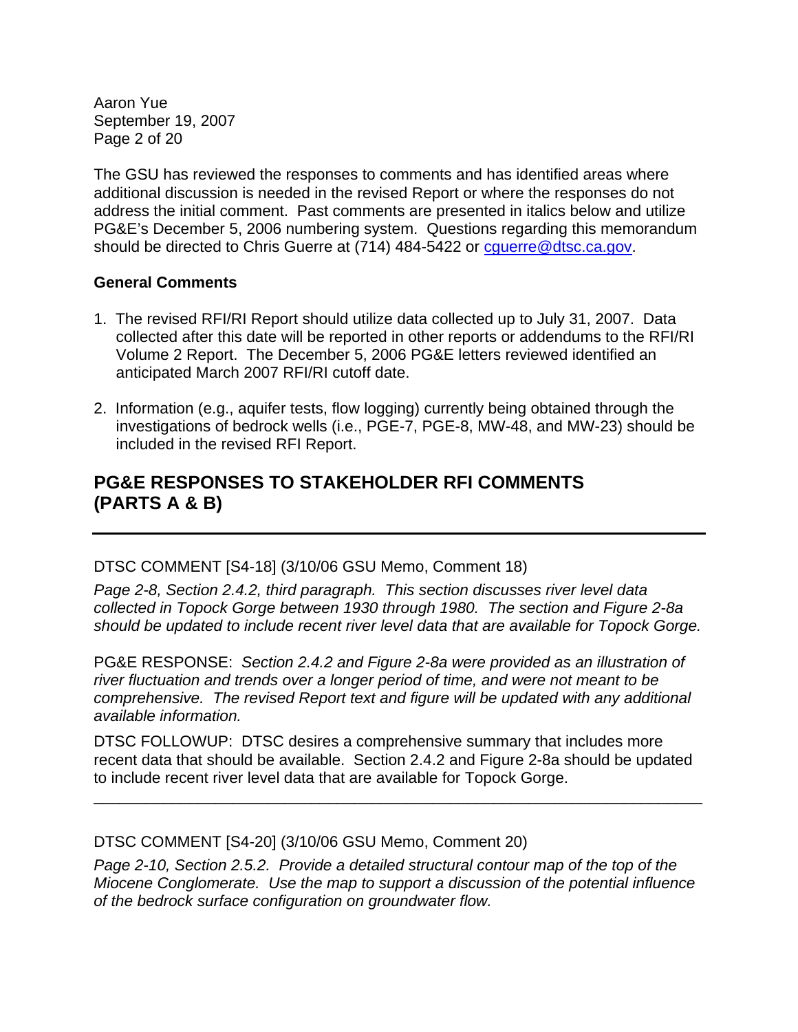The GSU has reviewed the responses to comments and has identified areas where additional discussion is needed in the revised Report or where the responses do not address the initial comment. Past comments are presented in italics below and utilize PG&E's December 5, 2006 numbering system. Questions regarding this memorandum should be directed to Chris Guerre at (714) 484-5422 or cguerre@dtsc.ca.gov.

**General Comments**

1. The revised RFI/RI Report should utilize data collected up to July 31, 2007. Data collected after this date will be reported in other reports or addendums to the RFI/RI Volume 2 Report. The December 5, 2006 PG&E letters reviewed identified an anticipated March 2007 RFI/RI cutoff date.

2. Information (e.g., aquifer tests, flow logging) currently being obtained through the investigations of bedrock wells (i.e., PGE-7, PGE-8, MW-48, and MW-23) should be included in the revised RFI Report.

## PG&E RESPONSES TO STAKEHOLDER RFI COMMENTS (PARTS A & B)

---

DTSC COMMENT [S4-18] (3/10/06 GSU Memo, Comment 18)

*Page 2-8, Section 2.4.2, third paragraph. This section discusses river level data collected in Topock Gorge between 1930 through 1980. The section and Figure 2-8a should be updated to include recent river level data that are available for Topock Gorge.*

PG&E RESPONSE: *Section 2.4.2 and Figure 2-8a were provided as an illustration of river fluctuation and trends over a longer period of time, and were not meant to be comprehensive. The revised Report text and figure will be updated with any additional available information.*

DTSC FOLLOWUP: DTSC desires a comprehensive summary that includes more recent data that should be available. Section 2.4.2 and Figure 2-8a should be updated to include recent river level data that are available for Topock Gorge.

---

DTSC COMMENT [S4-20] (3/10/06 GSU Memo, Comment 20)

*Page 2-10, Section 2.5.2. Provide a detailed structural contour map of the top of the Miocene Conglomerate. Use the map to support a discussion of the potential influence of the bedrock surface configuration on groundwater flow.*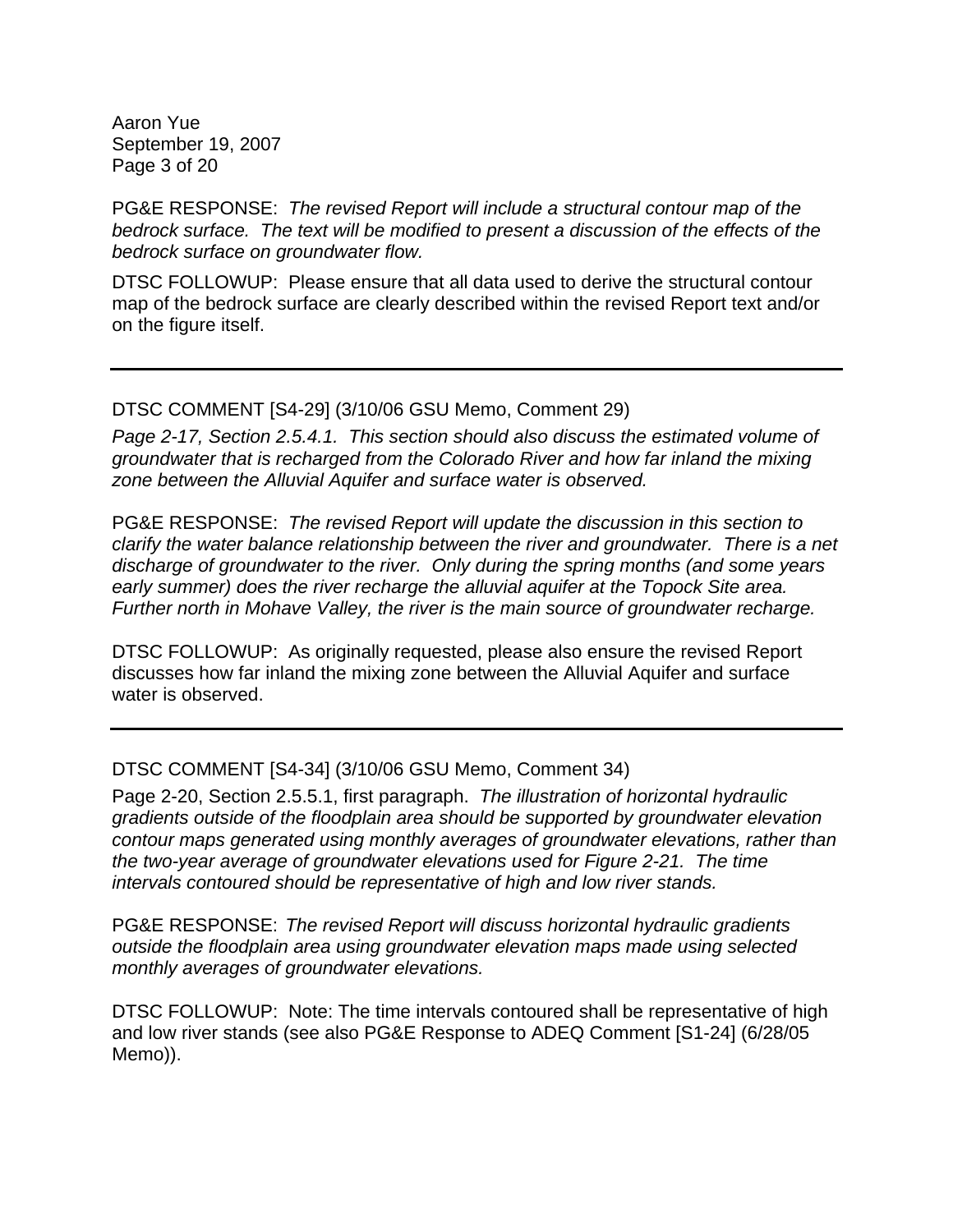PG&E RESPONSE: *The revised Report will include a structural contour map of the bedrock surface. The text will be modified to present a discussion of the effects of the bedrock surface on groundwater flow.*

DTSC FOLLOWUP: Please ensure that all data used to derive the structural contour map of the bedrock surface are clearly described within the revised Report text and/or on the figure itself.

---

DTSC COMMENT [S4-29] (3/10/06 GSU Memo, Comment 29)

*Page 2-17, Section 2.5.4.1. This section should also discuss the estimated volume of groundwater that is recharged from the Colorado River and how far inland the mixing zone between the Alluvial Aquifer and surface water is observed.*

PG&E RESPONSE: *The revised Report will update the discussion in this section to clarify the water balance relationship between the river and groundwater. There is a net discharge of groundwater to the river. Only during the spring months (and some years early summer) does the river recharge the alluvial aquifer at the Topock Site area. Further north in Mohave Valley, the river is the main source of groundwater recharge.*

DTSC FOLLOWUP: As originally requested, please also ensure the revised Report discusses how far inland the mixing zone between the Alluvial Aquifer and surface water is observed.

---

DTSC COMMENT [S4-34] (3/10/06 GSU Memo, Comment 34)

Page 2-20, Section 2.5.5.1, first paragraph. *The illustration of horizontal hydraulic gradients outside of the floodplain area should be supported by groundwater elevation contour maps generated using monthly averages of groundwater elevations, rather than the two-year average of groundwater elevations used for Figure 2-21. The time intervals contoured should be representative of high and low river stands.*

PG&E RESPONSE: *The revised Report will discuss horizontal hydraulic gradients outside the floodplain area using groundwater elevation maps made using selected monthly averages of groundwater elevations.*

DTSC FOLLOWUP: Note: The time intervals contoured shall be representative of high and low river stands (see also PG&E Response to ADEQ Comment [S1-24] (6/28/05 Memo)).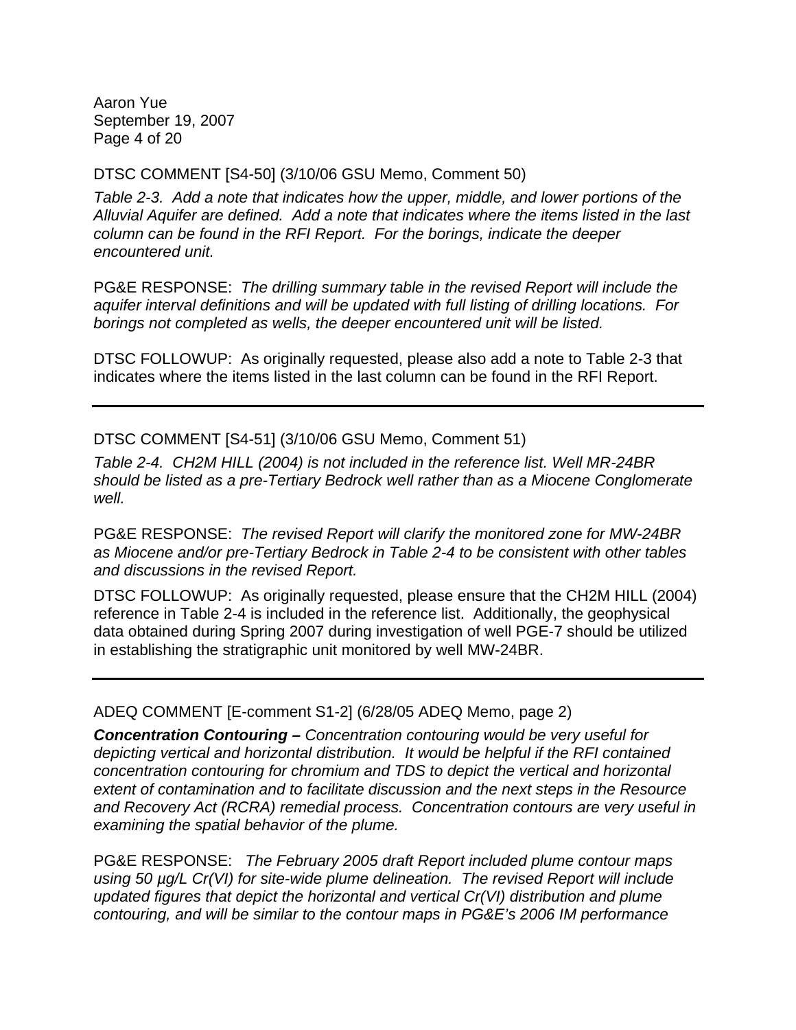DTSC COMMENT [S4-50] (3/10/06 GSU Memo, Comment 50)

*Table 2-3. Add a note that indicates how the upper, middle, and lower portions of the Alluvial Aquifer are defined. Add a note that indicates where the items listed in the last column can be found in the RFI Report. For the borings, indicate the deeper encountered unit.*

PG&E RESPONSE: *The drilling summary table in the revised Report will include the aquifer interval definitions and will be updated with full listing of drilling locations. For borings not completed as wells, the deeper encountered unit will be listed.*

DTSC FOLLOWUP: As originally requested, please also add a note to Table 2-3 that indicates where the items listed in the last column can be found in the RFI Report.

---

DTSC COMMENT [S4-51] (3/10/06 GSU Memo, Comment 51)

*Table 2-4. CH2M HILL (2004) is not included in the reference list. Well MR-24BR should be listed as a pre-Tertiary Bedrock well rather than as a Miocene Conglomerate well.*

PG&E RESPONSE: *The revised Report will clarify the monitored zone for MW-24BR as Miocene and/or pre-Tertiary Bedrock in Table 2-4 to be consistent with other tables and discussions in the revised Report.*

DTSC FOLLOWUP: As originally requested, please ensure that the CH2M HILL (2004) reference in Table 2-4 is included in the reference list. Additionally, the geophysical data obtained during Spring 2007 during investigation of well PGE-7 should be utilized in establishing the stratigraphic unit monitored by well MW-24BR.

---

ADEQ COMMENT [E-comment S1-2] (6/28/05 ADEQ Memo, page 2)

***Concentration Contouring –*** *Concentration contouring would be very useful for depicting vertical and horizontal distribution. It would be helpful if the RFI contained concentration contouring for chromium and TDS to depict the vertical and horizontal extent of contamination and to facilitate discussion and the next steps in the Resource and Recovery Act (RCRA) remedial process. Concentration contours are very useful in examining the spatial behavior of the plume.*

PG&E RESPONSE: *The February 2005 draft Report included plume contour maps using 50 µg/L Cr(VI) for site-wide plume delineation. The revised Report will include updated figures that depict the horizontal and vertical Cr(VI) distribution and plume contouring, and will be similar to the contour maps in PG&E's 2006 IM performance*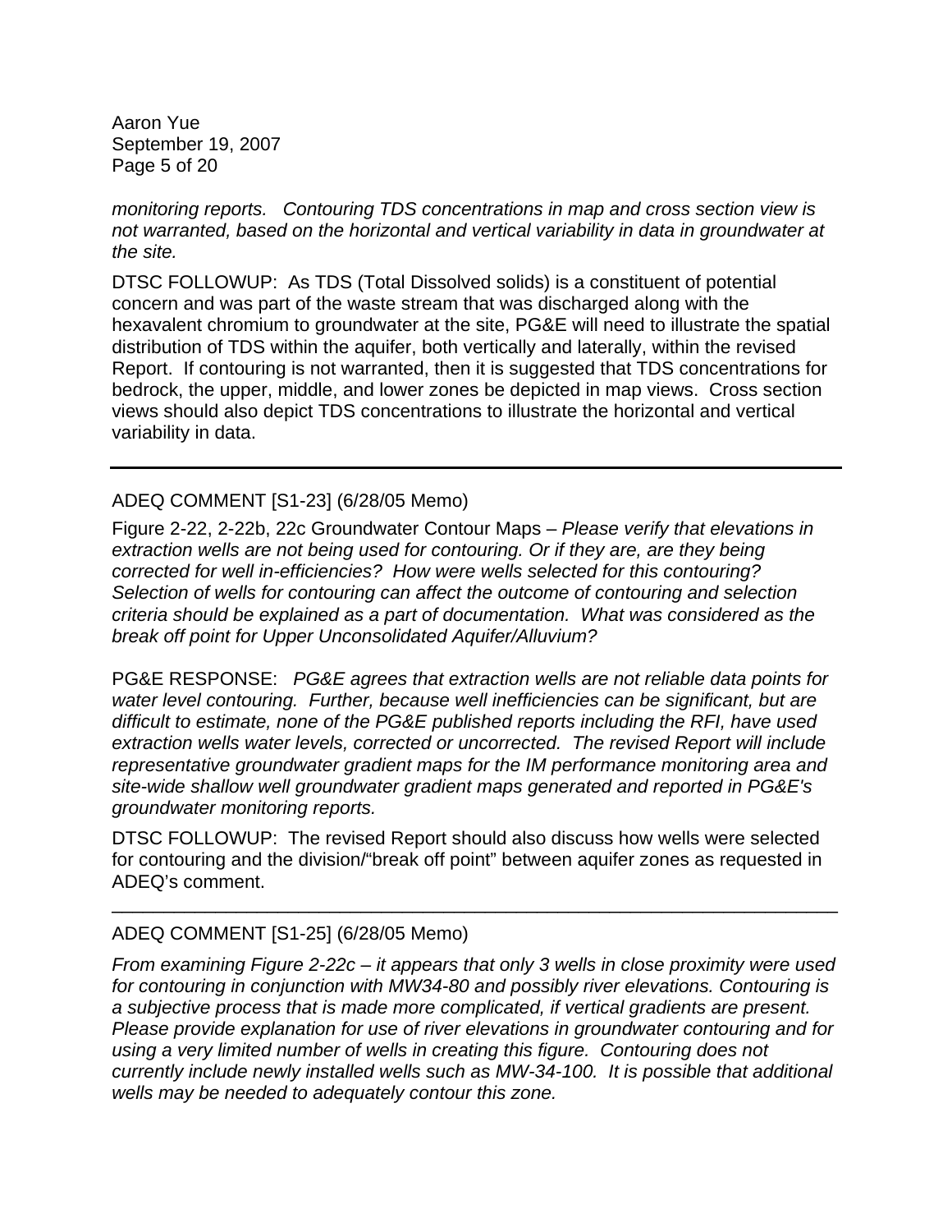*monitoring reports. Contouring TDS concentrations in map and cross section view is not warranted, based on the horizontal and vertical variability in data in groundwater at the site.*

DTSC FOLLOWUP: As TDS (Total Dissolved solids) is a constituent of potential concern and was part of the waste stream that was discharged along with the hexavalent chromium to groundwater at the site, PG&E will need to illustrate the spatial distribution of TDS within the aquifer, both vertically and laterally, within the revised Report. If contouring is not warranted, then it is suggested that TDS concentrations for bedrock, the upper, middle, and lower zones be depicted in map views. Cross section views should also depict TDS concentrations to illustrate the horizontal and vertical variability in data.

---

ADEQ COMMENT [S1-23] (6/28/05 Memo)

Figure 2-22, 2-22b, 22c Groundwater Contour Maps – *Please verify that elevations in extraction wells are not being used for contouring. Or if they are, are they being corrected for well in-efficiencies? How were wells selected for this contouring? Selection of wells for contouring can affect the outcome of contouring and selection criteria should be explained as a part of documentation. What was considered as the break off point for Upper Unconsolidated Aquifer/Alluvium?*

PG&E RESPONSE: *PG&E agrees that extraction wells are not reliable data points for water level contouring. Further, because well inefficiencies can be significant, but are difficult to estimate, none of the PG&E published reports including the RFI, have used extraction wells water levels, corrected or uncorrected. The revised Report will include representative groundwater gradient maps for the IM performance monitoring area and site-wide shallow well groundwater gradient maps generated and reported in PG&E's groundwater monitoring reports.*

DTSC FOLLOWUP: The revised Report should also discuss how wells were selected for contouring and the division/"break off point" between aquifer zones as requested in ADEQ's comment.

---

ADEQ COMMENT [S1-25] (6/28/05 Memo)

*From examining Figure 2-22c – it appears that only 3 wells in close proximity were used for contouring in conjunction with MW34-80 and possibly river elevations. Contouring is a subjective process that is made more complicated, if vertical gradients are present. Please provide explanation for use of river elevations in groundwater contouring and for using a very limited number of wells in creating this figure. Contouring does not currently include newly installed wells such as MW-34-100. It is possible that additional wells may be needed to adequately contour this zone.*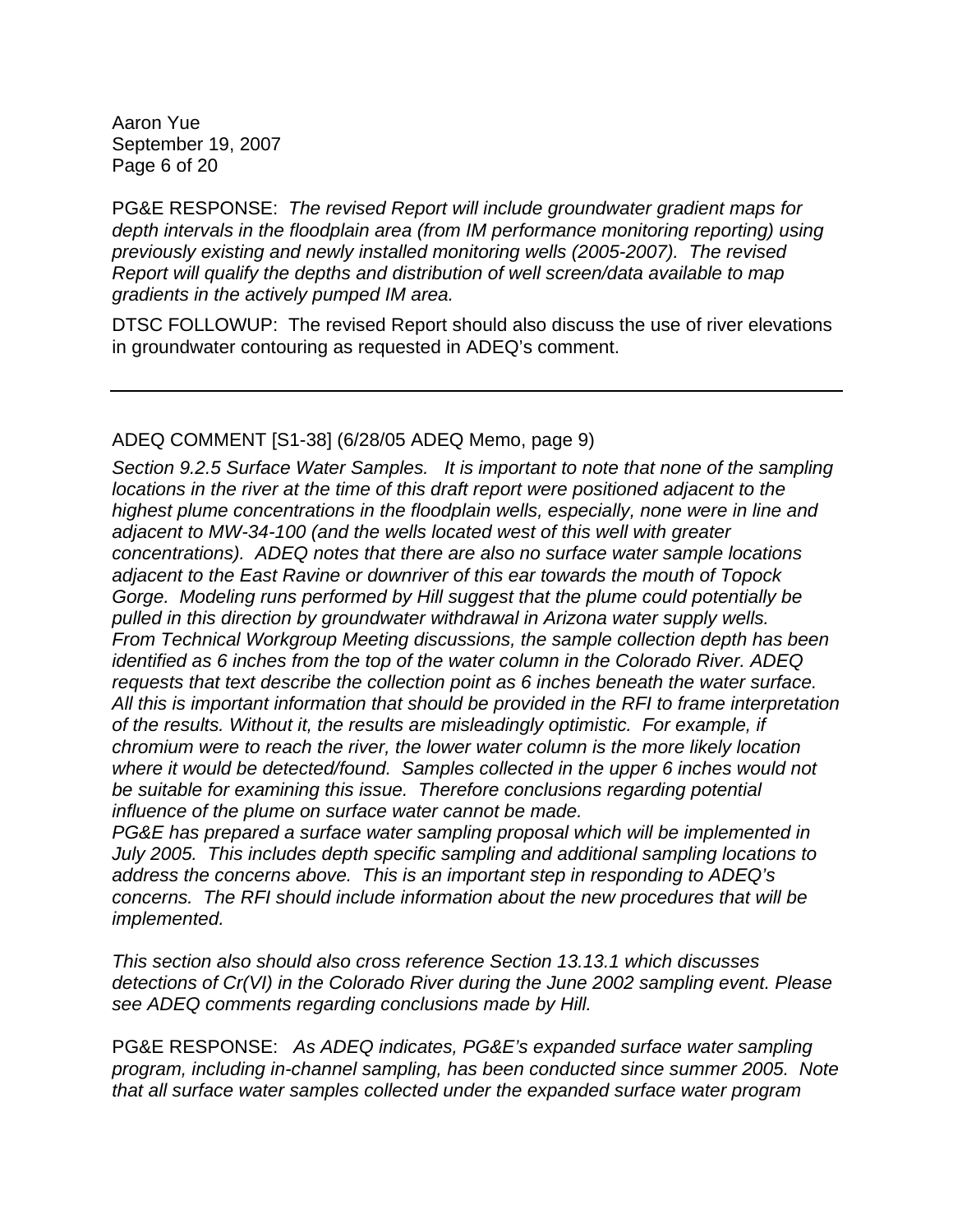PG&E RESPONSE: *The revised Report will include groundwater gradient maps for depth intervals in the floodplain area (from IM performance monitoring reporting) using previously existing and newly installed monitoring wells (2005-2007). The revised Report will qualify the depths and distribution of well screen/data available to map gradients in the actively pumped IM area.*

DTSC FOLLOWUP: The revised Report should also discuss the use of river elevations in groundwater contouring as requested in ADEQ's comment.

---

ADEQ COMMENT [S1-38] (6/28/05 ADEQ Memo, page 9)

*Section 9.2.5 Surface Water Samples. It is important to note that none of the sampling locations in the river at the time of this draft report were positioned adjacent to the highest plume concentrations in the floodplain wells, especially, none were in line and adjacent to MW-34-100 (and the wells located west of this well with greater concentrations). ADEQ notes that there are also no surface water sample locations adjacent to the East Ravine or downriver of this ear towards the mouth of Topock Gorge. Modeling runs performed by Hill suggest that the plume could potentially be pulled in this direction by groundwater withdrawal in Arizona water supply wells. From Technical Workgroup Meeting discussions, the sample collection depth has been identified as 6 inches from the top of the water column in the Colorado River. ADEQ requests that text describe the collection point as 6 inches beneath the water surface. All this is important information that should be provided in the RFI to frame interpretation of the results. Without it, the results are misleadingly optimistic. For example, if chromium were to reach the river, the lower water column is the more likely location where it would be detected/found. Samples collected in the upper 6 inches would not be suitable for examining this issue. Therefore conclusions regarding potential influence of the plume on surface water cannot be made.*
*PG&E has prepared a surface water sampling proposal which will be implemented in July 2005. This includes depth specific sampling and additional sampling locations to address the concerns above. This is an important step in responding to ADEQ's concerns. The RFI should include information about the new procedures that will be implemented.*

*This section also should also cross reference Section 13.13.1 which discusses detections of Cr(VI) in the Colorado River during the June 2002 sampling event. Please see ADEQ comments regarding conclusions made by Hill.*

PG&E RESPONSE: *As ADEQ indicates, PG&E's expanded surface water sampling program, including in-channel sampling, has been conducted since summer 2005. Note that all surface water samples collected under the expanded surface water program*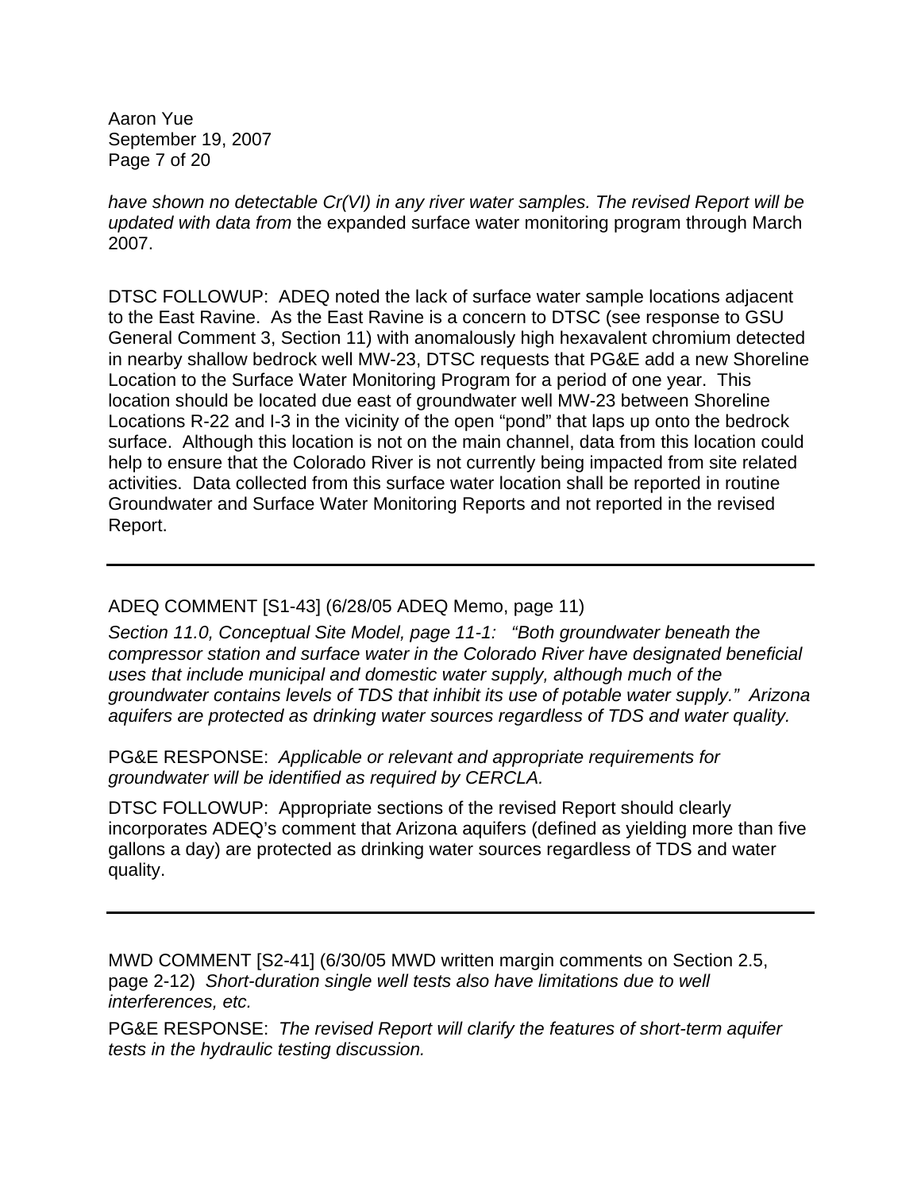*have shown no detectable Cr(VI) in any river water samples. The revised Report will be updated with data from* the expanded surface water monitoring program through March 2007.

DTSC FOLLOWUP: ADEQ noted the lack of surface water sample locations adjacent to the East Ravine. As the East Ravine is a concern to DTSC (see response to GSU General Comment 3, Section 11) with anomalously high hexavalent chromium detected in nearby shallow bedrock well MW-23, DTSC requests that PG&E add a new Shoreline Location to the Surface Water Monitoring Program for a period of one year. This location should be located due east of groundwater well MW-23 between Shoreline Locations R-22 and I-3 in the vicinity of the open "pond" that laps up onto the bedrock surface. Although this location is not on the main channel, data from this location could help to ensure that the Colorado River is not currently being impacted from site related activities. Data collected from this surface water location shall be reported in routine Groundwater and Surface Water Monitoring Reports and not reported in the revised Report.

---

ADEQ COMMENT [S1-43] (6/28/05 ADEQ Memo, page 11)

*Section 11.0, Conceptual Site Model, page 11-1: "Both groundwater beneath the compressor station and surface water in the Colorado River have designated beneficial uses that include municipal and domestic water supply, although much of the groundwater contains levels of TDS that inhibit its use of potable water supply." Arizona aquifers are protected as drinking water sources regardless of TDS and water quality.*

PG&E RESPONSE: *Applicable or relevant and appropriate requirements for groundwater will be identified as required by CERCLA.*

DTSC FOLLOWUP: Appropriate sections of the revised Report should clearly incorporates ADEQ's comment that Arizona aquifers (defined as yielding more than five gallons a day) are protected as drinking water sources regardless of TDS and water quality.

---

MWD COMMENT [S2-41] (6/30/05 MWD written margin comments on Section 2.5, page 2-12) *Short-duration single well tests also have limitations due to well interferences, etc.*

PG&E RESPONSE: *The revised Report will clarify the features of short-term aquifer tests in the hydraulic testing discussion.*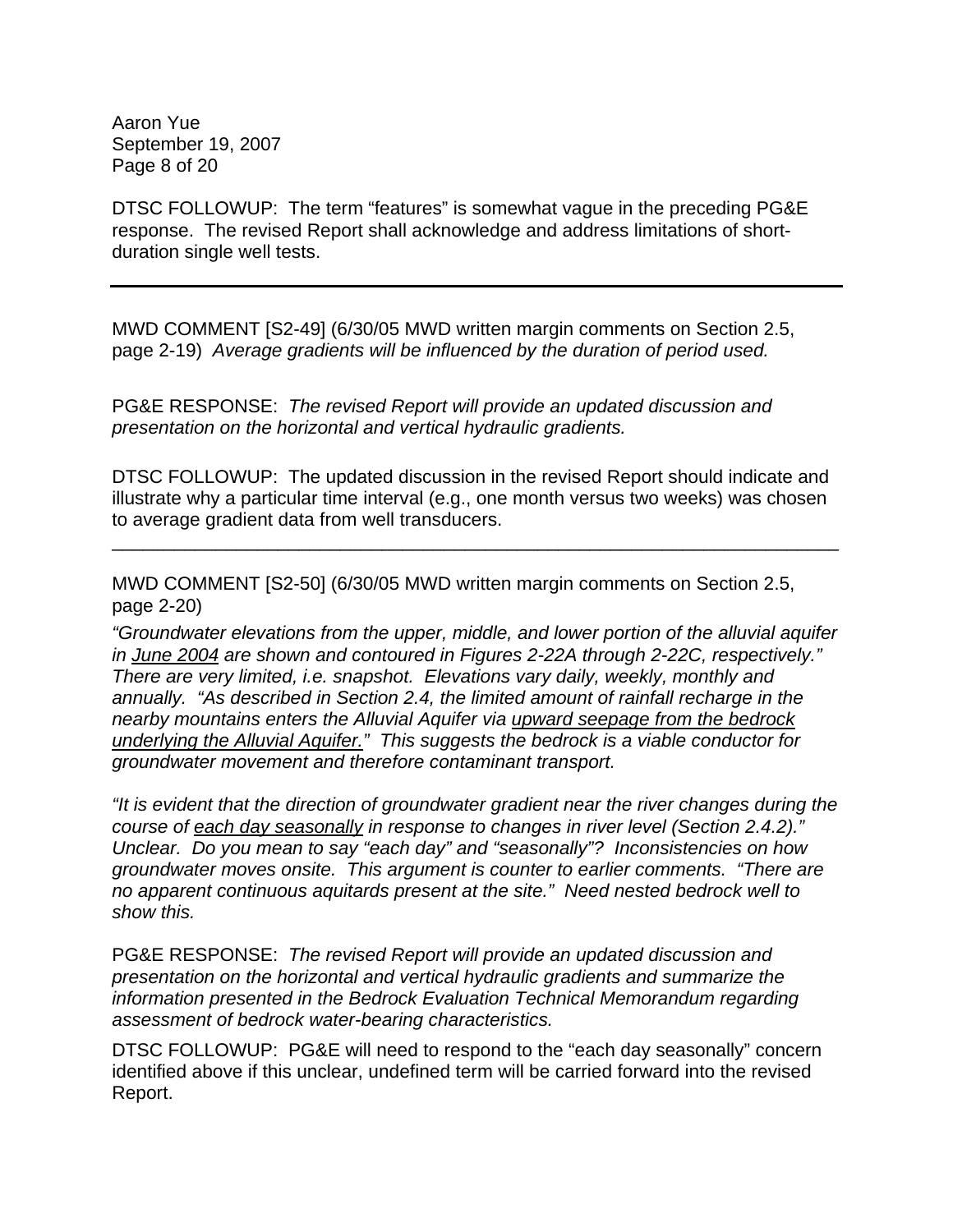DTSC FOLLOWUP: The term "features" is somewhat vague in the preceding PG&E response. The revised Report shall acknowledge and address limitations of short-duration single well tests.

---

MWD COMMENT [S2-49] (6/30/05 MWD written margin comments on Section 2.5, page 2-19) *Average gradients will be influenced by the duration of period used.*

PG&E RESPONSE: *The revised Report will provide an updated discussion and presentation on the horizontal and vertical hydraulic gradients.*

DTSC FOLLOWUP: The updated discussion in the revised Report should indicate and illustrate why a particular time interval (e.g., one month versus two weeks) was chosen to average gradient data from well transducers.

---

MWD COMMENT [S2-50] (6/30/05 MWD written margin comments on Section 2.5, page 2-20)

*"Groundwater elevations from the upper, middle, and lower portion of the alluvial aquifer in <u>June 2004</u> are shown and contoured in Figures 2-22A through 2-22C, respectively." There are very limited, i.e. snapshot. Elevations vary daily, weekly, monthly and annually. "As described in Section 2.4, the limited amount of rainfall recharge in the nearby mountains enters the Alluvial Aquifer via <u>upward seepage from the bedrock underlying the Alluvial Aquifer.</u>" This suggests the bedrock is a viable conductor for groundwater movement and therefore contaminant transport.*

*"It is evident that the direction of groundwater gradient near the river changes during the course of <u>each day seasonally</u> in response to changes in river level (Section 2.4.2)." Unclear. Do you mean to say "each day" and "seasonally"? Inconsistencies on how groundwater moves onsite. This argument is counter to earlier comments. "There are no apparent continuous aquitards present at the site." Need nested bedrock well to show this.*

PG&E RESPONSE: *The revised Report will provide an updated discussion and presentation on the horizontal and vertical hydraulic gradients and summarize the information presented in the Bedrock Evaluation Technical Memorandum regarding assessment of bedrock water-bearing characteristics.*

DTSC FOLLOWUP: PG&E will need to respond to the "each day seasonally" concern identified above if this unclear, undefined term will be carried forward into the revised Report.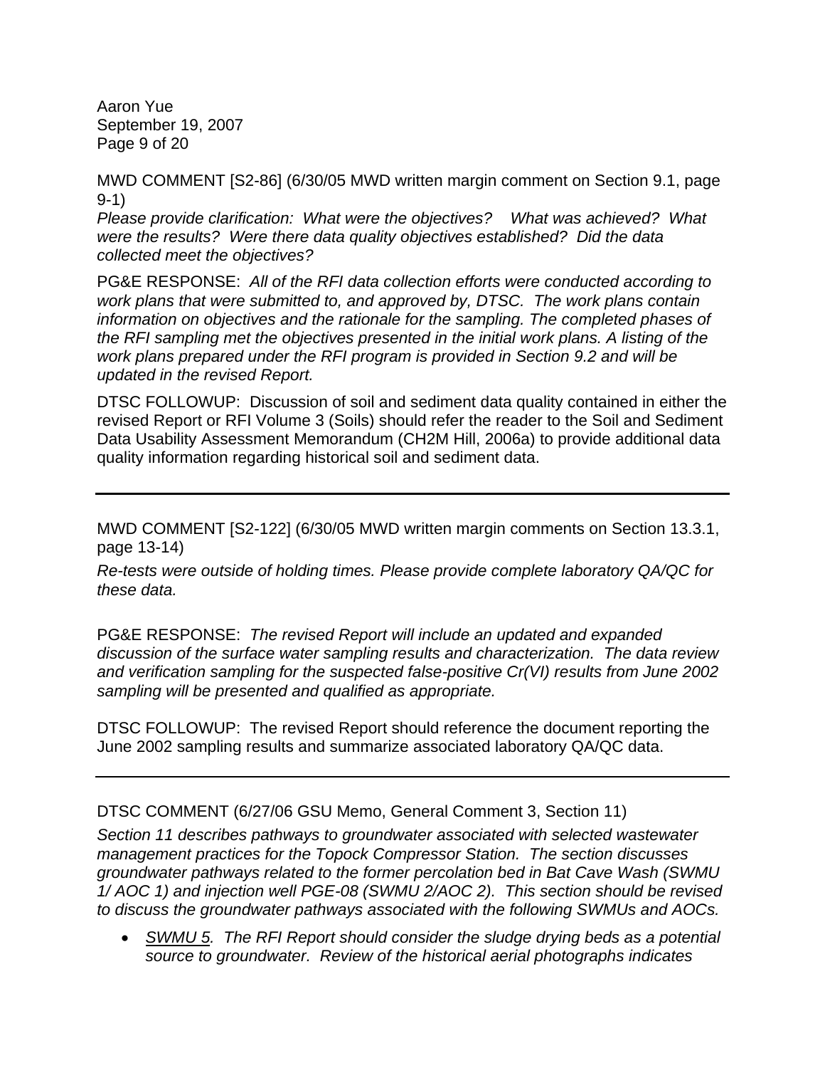MWD COMMENT [S2-86] (6/30/05 MWD written margin comment on Section 9.1, page 9-1)

*Please provide clarification: What were the objectives? What was achieved? What were the results? Were there data quality objectives established? Did the data collected meet the objectives?*

PG&E RESPONSE: *All of the RFI data collection efforts were conducted according to work plans that were submitted to, and approved by, DTSC. The work plans contain information on objectives and the rationale for the sampling. The completed phases of the RFI sampling met the objectives presented in the initial work plans. A listing of the work plans prepared under the RFI program is provided in Section 9.2 and will be updated in the revised Report.*

DTSC FOLLOWUP: Discussion of soil and sediment data quality contained in either the revised Report or RFI Volume 3 (Soils) should refer the reader to the Soil and Sediment Data Usability Assessment Memorandum (CH2M Hill, 2006a) to provide additional data quality information regarding historical soil and sediment data.

---

MWD COMMENT [S2-122] (6/30/05 MWD written margin comments on Section 13.3.1, page 13-14)

*Re-tests were outside of holding times. Please provide complete laboratory QA/QC for these data.*

PG&E RESPONSE: *The revised Report will include an updated and expanded discussion of the surface water sampling results and characterization. The data review and verification sampling for the suspected false-positive Cr(VI) results from June 2002 sampling will be presented and qualified as appropriate.*

DTSC FOLLOWUP: The revised Report should reference the document reporting the June 2002 sampling results and summarize associated laboratory QA/QC data.

---

DTSC COMMENT (6/27/06 GSU Memo, General Comment 3, Section 11)

*Section 11 describes pathways to groundwater associated with selected wastewater management practices for the Topock Compressor Station. The section discusses groundwater pathways related to the former percolation bed in Bat Cave Wash (SWMU 1/ AOC 1) and injection well PGE-08 (SWMU 2/AOC 2). This section should be revised to discuss the groundwater pathways associated with the following SWMUs and AOCs.*

- *SWMU 5. The RFI Report should consider the sludge drying beds as a potential source to groundwater. Review of the historical aerial photographs indicates*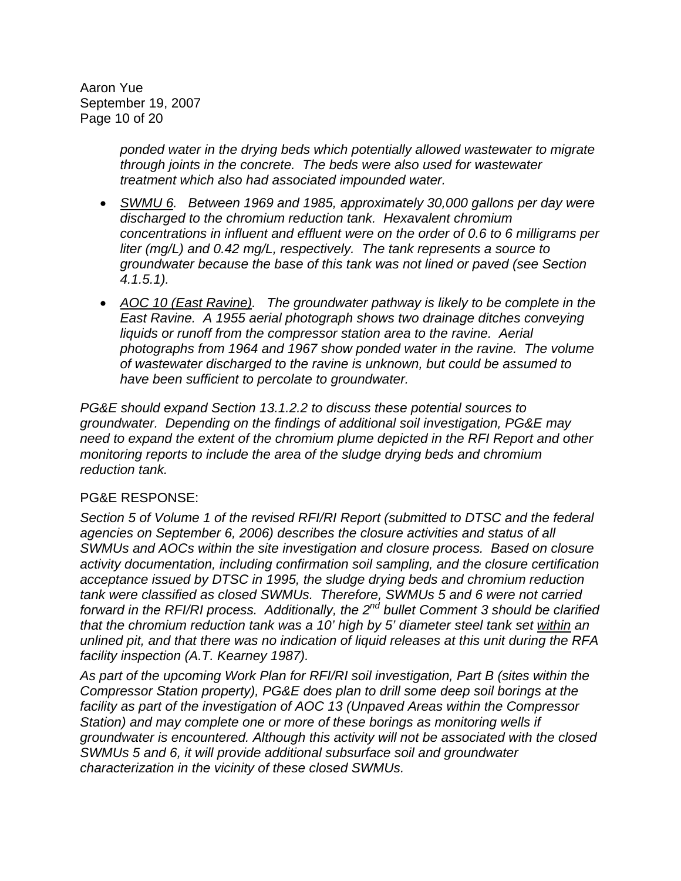*ponded water in the drying beds which potentially allowed wastewater to migrate through joints in the concrete. The beds were also used for wastewater treatment which also had associated impounded water.*

- *SWMU 6. Between 1969 and 1985, approximately 30,000 gallons per day were discharged to the chromium reduction tank. Hexavalent chromium concentrations in influent and effluent were on the order of 0.6 to 6 milligrams per liter (mg/L) and 0.42 mg/L, respectively. The tank represents a source to groundwater because the base of this tank was not lined or paved (see Section 4.1.5.1).*
- *AOC 10 (East Ravine). The groundwater pathway is likely to be complete in the East Ravine. A 1955 aerial photograph shows two drainage ditches conveying liquids or runoff from the compressor station area to the ravine. Aerial photographs from 1964 and 1967 show ponded water in the ravine. The volume of wastewater discharged to the ravine is unknown, but could be assumed to have been sufficient to percolate to groundwater.*

*PG&E should expand Section 13.1.2.2 to discuss these potential sources to groundwater. Depending on the findings of additional soil investigation, PG&E may need to expand the extent of the chromium plume depicted in the RFI Report and other monitoring reports to include the area of the sludge drying beds and chromium reduction tank.*

PG&E RESPONSE:

*Section 5 of Volume 1 of the revised RFI/RI Report (submitted to DTSC and the federal agencies on September 6, 2006) describes the closure activities and status of all SWMUs and AOCs within the site investigation and closure process. Based on closure activity documentation, including confirmation soil sampling, and the closure certification acceptance issued by DTSC in 1995, the sludge drying beds and chromium reduction tank were classified as closed SWMUs. Therefore, SWMUs 5 and 6 were not carried forward in the RFI/RI process. Additionally, the 2nd bullet Comment 3 should be clarified that the chromium reduction tank was a 10' high by 5' diameter steel tank set within an unlined pit, and that there was no indication of liquid releases at this unit during the RFA facility inspection (A.T. Kearney 1987).*

*As part of the upcoming Work Plan for RFI/RI soil investigation, Part B (sites within the Compressor Station property), PG&E does plan to drill some deep soil borings at the facility as part of the investigation of AOC 13 (Unpaved Areas within the Compressor Station) and may complete one or more of these borings as monitoring wells if groundwater is encountered. Although this activity will not be associated with the closed SWMUs 5 and 6, it will provide additional subsurface soil and groundwater characterization in the vicinity of these closed SWMUs.*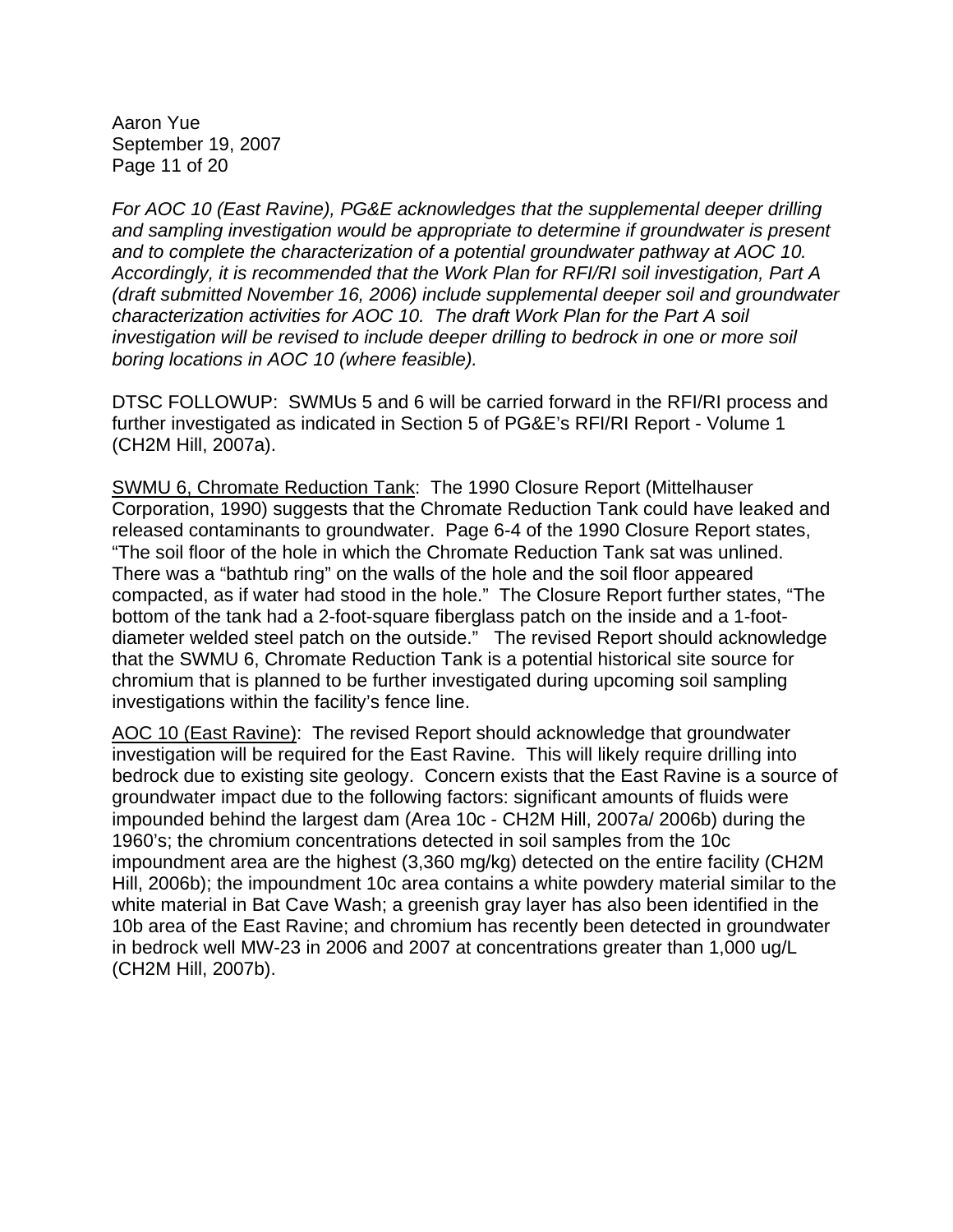*For AOC 10 (East Ravine), PG&E acknowledges that the supplemental deeper drilling and sampling investigation would be appropriate to determine if groundwater is present and to complete the characterization of a potential groundwater pathway at AOC 10. Accordingly, it is recommended that the Work Plan for RFI/RI soil investigation, Part A (draft submitted November 16, 2006) include supplemental deeper soil and groundwater characterization activities for AOC 10. The draft Work Plan for the Part A soil investigation will be revised to include deeper drilling to bedrock in one or more soil boring locations in AOC 10 (where feasible).*

DTSC FOLLOWUP: SWMUs 5 and 6 will be carried forward in the RFI/RI process and further investigated as indicated in Section 5 of PG&E's RFI/RI Report - Volume 1 (CH2M Hill, 2007a).

<u>SWMU 6, Chromate Reduction Tank</u>: The 1990 Closure Report (Mittelhauser Corporation, 1990) suggests that the Chromate Reduction Tank could have leaked and released contaminants to groundwater. Page 6-4 of the 1990 Closure Report states, "The soil floor of the hole in which the Chromate Reduction Tank sat was unlined. There was a "bathtub ring" on the walls of the hole and the soil floor appeared compacted, as if water had stood in the hole." The Closure Report further states, "The bottom of the tank had a 2-foot-square fiberglass patch on the inside and a 1-foot-diameter welded steel patch on the outside." The revised Report should acknowledge that the SWMU 6, Chromate Reduction Tank is a potential historical site source for chromium that is planned to be further investigated during upcoming soil sampling investigations within the facility's fence line.

<u>AOC 10 (East Ravine)</u>: The revised Report should acknowledge that groundwater investigation will be required for the East Ravine. This will likely require drilling into bedrock due to existing site geology. Concern exists that the East Ravine is a source of groundwater impact due to the following factors: significant amounts of fluids were impounded behind the largest dam (Area 10c - CH2M Hill, 2007a/ 2006b) during the 1960's; the chromium concentrations detected in soil samples from the 10c impoundment area are the highest (3,360 mg/kg) detected on the entire facility (CH2M Hill, 2006b); the impoundment 10c area contains a white powdery material similar to the white material in Bat Cave Wash; a greenish gray layer has also been identified in the 10b area of the East Ravine; and chromium has recently been detected in groundwater in bedrock well MW-23 in 2006 and 2007 at concentrations greater than 1,000 ug/L (CH2M Hill, 2007b).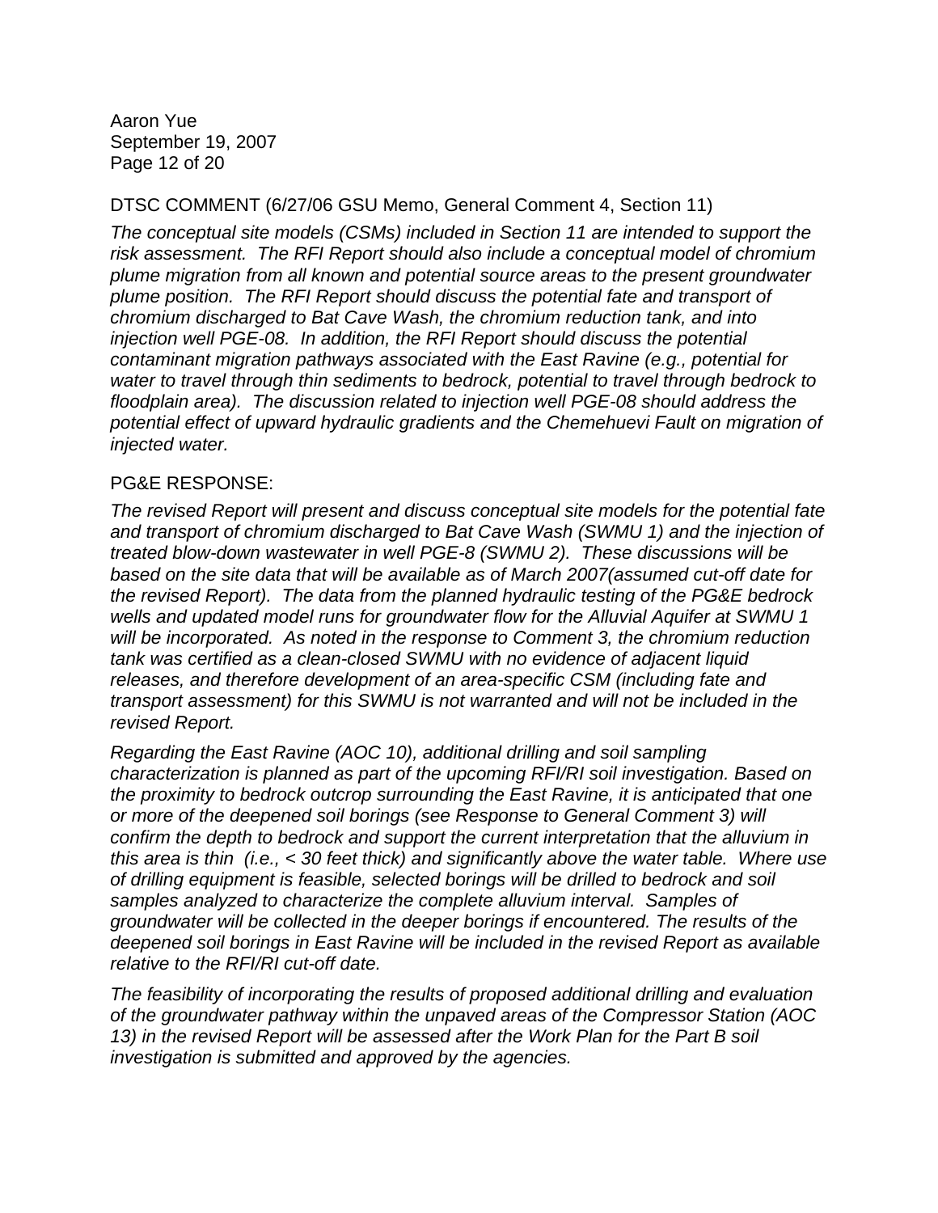DTSC COMMENT (6/27/06 GSU Memo, General Comment 4, Section 11)

*The conceptual site models (CSMs) included in Section 11 are intended to support the risk assessment. The RFI Report should also include a conceptual model of chromium plume migration from all known and potential source areas to the present groundwater plume position. The RFI Report should discuss the potential fate and transport of chromium discharged to Bat Cave Wash, the chromium reduction tank, and into injection well PGE-08. In addition, the RFI Report should discuss the potential contaminant migration pathways associated with the East Ravine (e.g., potential for water to travel through thin sediments to bedrock, potential to travel through bedrock to floodplain area). The discussion related to injection well PGE-08 should address the potential effect of upward hydraulic gradients and the Chemehuevi Fault on migration of injected water.*

PG&E RESPONSE:

*The revised Report will present and discuss conceptual site models for the potential fate and transport of chromium discharged to Bat Cave Wash (SWMU 1) and the injection of treated blow-down wastewater in well PGE-8 (SWMU 2). These discussions will be based on the site data that will be available as of March 2007(assumed cut-off date for the revised Report). The data from the planned hydraulic testing of the PG&E bedrock wells and updated model runs for groundwater flow for the Alluvial Aquifer at SWMU 1 will be incorporated. As noted in the response to Comment 3, the chromium reduction tank was certified as a clean-closed SWMU with no evidence of adjacent liquid releases, and therefore development of an area-specific CSM (including fate and transport assessment) for this SWMU is not warranted and will not be included in the revised Report.*

*Regarding the East Ravine (AOC 10), additional drilling and soil sampling characterization is planned as part of the upcoming RFI/RI soil investigation. Based on the proximity to bedrock outcrop surrounding the East Ravine, it is anticipated that one or more of the deepened soil borings (see Response to General Comment 3) will confirm the depth to bedrock and support the current interpretation that the alluvium in this area is thin (i.e., < 30 feet thick) and significantly above the water table. Where use of drilling equipment is feasible, selected borings will be drilled to bedrock and soil samples analyzed to characterize the complete alluvium interval. Samples of groundwater will be collected in the deeper borings if encountered. The results of the deepened soil borings in East Ravine will be included in the revised Report as available relative to the RFI/RI cut-off date.*

*The feasibility of incorporating the results of proposed additional drilling and evaluation of the groundwater pathway within the unpaved areas of the Compressor Station (AOC 13) in the revised Report will be assessed after the Work Plan for the Part B soil investigation is submitted and approved by the agencies.*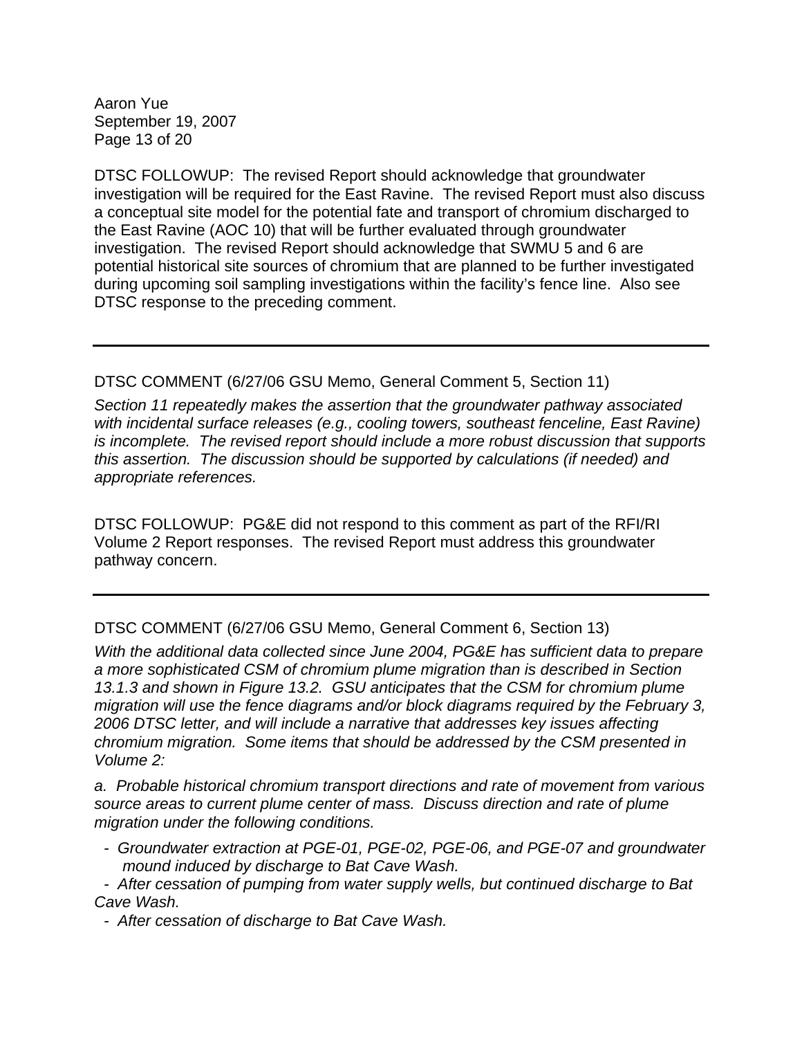DTSC FOLLOWUP: The revised Report should acknowledge that groundwater investigation will be required for the East Ravine. The revised Report must also discuss a conceptual site model for the potential fate and transport of chromium discharged to the East Ravine (AOC 10) that will be further evaluated through groundwater investigation. The revised Report should acknowledge that SWMU 5 and 6 are potential historical site sources of chromium that are planned to be further investigated during upcoming soil sampling investigations within the facility's fence line. Also see DTSC response to the preceding comment.

---

DTSC COMMENT (6/27/06 GSU Memo, General Comment 5, Section 11)

*Section 11 repeatedly makes the assertion that the groundwater pathway associated with incidental surface releases (e.g., cooling towers, southeast fenceline, East Ravine) is incomplete. The revised report should include a more robust discussion that supports this assertion. The discussion should be supported by calculations (if needed) and appropriate references.*

DTSC FOLLOWUP: PG&E did not respond to this comment as part of the RFI/RI Volume 2 Report responses. The revised Report must address this groundwater pathway concern.

---

DTSC COMMENT (6/27/06 GSU Memo, General Comment 6, Section 13)

*With the additional data collected since June 2004, PG&E has sufficient data to prepare a more sophisticated CSM of chromium plume migration than is described in Section 13.1.3 and shown in Figure 13.2. GSU anticipates that the CSM for chromium plume migration will use the fence diagrams and/or block diagrams required by the February 3, 2006 DTSC letter, and will include a narrative that addresses key issues affecting chromium migration. Some items that should be addressed by the CSM presented in Volume 2:*

*a. Probable historical chromium transport directions and rate of movement from various source areas to current plume center of mass. Discuss direction and rate of plume migration under the following conditions.*

- *Groundwater extraction at PGE-01, PGE-02, PGE-06, and PGE-07 and groundwater mound induced by discharge to Bat Cave Wash.*
- *After cessation of pumping from water supply wells, but continued discharge to Bat Cave Wash.*
- *After cessation of discharge to Bat Cave Wash.*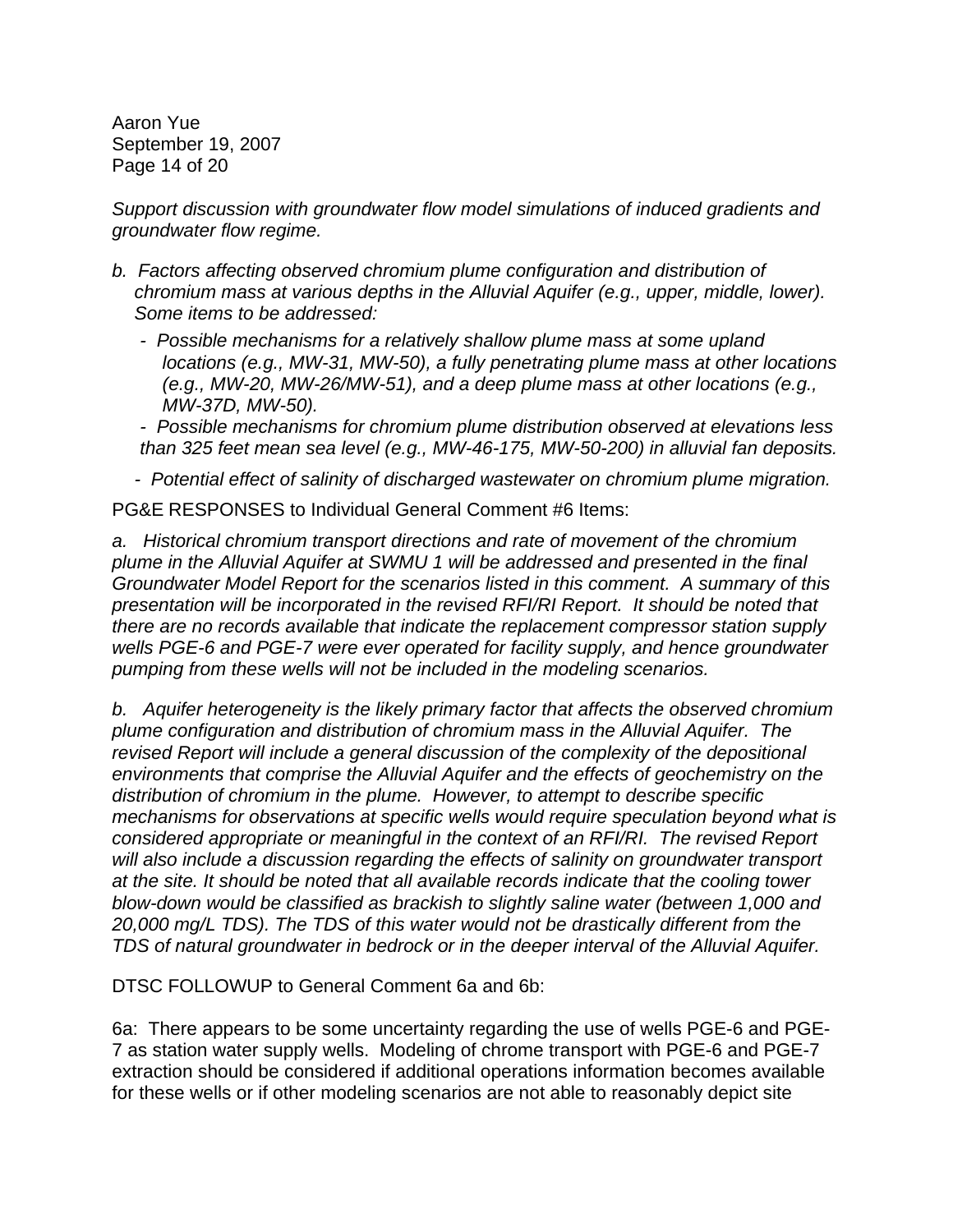*Support discussion with groundwater flow model simulations of induced gradients and groundwater flow regime.*

*b. Factors affecting observed chromium plume configuration and distribution of chromium mass at various depths in the Alluvial Aquifer (e.g., upper, middle, lower). Some items to be addressed:*

- *Possible mechanisms for a relatively shallow plume mass at some upland locations (e.g., MW-31, MW-50), a fully penetrating plume mass at other locations (e.g., MW-20, MW-26/MW-51), and a deep plume mass at other locations (e.g., MW-37D, MW-50).*
- *Possible mechanisms for chromium plume distribution observed at elevations less than 325 feet mean sea level (e.g., MW-46-175, MW-50-200) in alluvial fan deposits.*
- *Potential effect of salinity of discharged wastewater on chromium plume migration.*

PG&E RESPONSES to Individual General Comment #6 Items:

*a. Historical chromium transport directions and rate of movement of the chromium plume in the Alluvial Aquifer at SWMU 1 will be addressed and presented in the final Groundwater Model Report for the scenarios listed in this comment. A summary of this presentation will be incorporated in the revised RFI/RI Report. It should be noted that there are no records available that indicate the replacement compressor station supply wells PGE-6 and PGE-7 were ever operated for facility supply, and hence groundwater pumping from these wells will not be included in the modeling scenarios.*

*b. Aquifer heterogeneity is the likely primary factor that affects the observed chromium plume configuration and distribution of chromium mass in the Alluvial Aquifer. The revised Report will include a general discussion of the complexity of the depositional environments that comprise the Alluvial Aquifer and the effects of geochemistry on the distribution of chromium in the plume. However, to attempt to describe specific mechanisms for observations at specific wells would require speculation beyond what is considered appropriate or meaningful in the context of an RFI/RI. The revised Report will also include a discussion regarding the effects of salinity on groundwater transport at the site. It should be noted that all available records indicate that the cooling tower blow-down would be classified as brackish to slightly saline water (between 1,000 and 20,000 mg/L TDS). The TDS of this water would not be drastically different from the TDS of natural groundwater in bedrock or in the deeper interval of the Alluvial Aquifer.*

DTSC FOLLOWUP to General Comment 6a and 6b:

6a: There appears to be some uncertainty regarding the use of wells PGE-6 and PGE-7 as station water supply wells. Modeling of chrome transport with PGE-6 and PGE-7 extraction should be considered if additional operations information becomes available for these wells or if other modeling scenarios are not able to reasonably depict site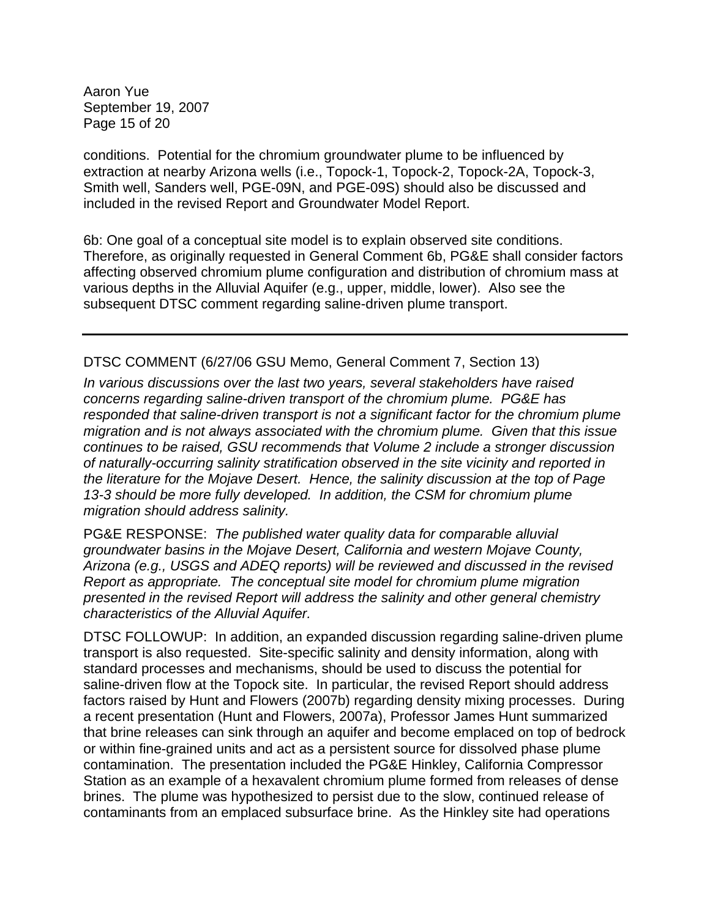conditions. Potential for the chromium groundwater plume to be influenced by extraction at nearby Arizona wells (i.e., Topock-1, Topock-2, Topock-2A, Topock-3, Smith well, Sanders well, PGE-09N, and PGE-09S) should also be discussed and included in the revised Report and Groundwater Model Report.

6b: One goal of a conceptual site model is to explain observed site conditions. Therefore, as originally requested in General Comment 6b, PG&E shall consider factors affecting observed chromium plume configuration and distribution of chromium mass at various depths in the Alluvial Aquifer (e.g., upper, middle, lower). Also see the subsequent DTSC comment regarding saline-driven plume transport.

---

DTSC COMMENT (6/27/06 GSU Memo, General Comment 7, Section 13)

*In various discussions over the last two years, several stakeholders have raised concerns regarding saline-driven transport of the chromium plume. PG&E has responded that saline-driven transport is not a significant factor for the chromium plume migration and is not always associated with the chromium plume. Given that this issue continues to be raised, GSU recommends that Volume 2 include a stronger discussion of naturally-occurring salinity stratification observed in the site vicinity and reported in the literature for the Mojave Desert. Hence, the salinity discussion at the top of Page 13-3 should be more fully developed. In addition, the CSM for chromium plume migration should address salinity.*

PG&E RESPONSE: *The published water quality data for comparable alluvial groundwater basins in the Mojave Desert, California and western Mojave County, Arizona (e.g., USGS and ADEQ reports) will be reviewed and discussed in the revised Report as appropriate. The conceptual site model for chromium plume migration presented in the revised Report will address the salinity and other general chemistry characteristics of the Alluvial Aquifer.*

DTSC FOLLOWUP: In addition, an expanded discussion regarding saline-driven plume transport is also requested. Site-specific salinity and density information, along with standard processes and mechanisms, should be used to discuss the potential for saline-driven flow at the Topock site. In particular, the revised Report should address factors raised by Hunt and Flowers (2007b) regarding density mixing processes. During a recent presentation (Hunt and Flowers, 2007a), Professor James Hunt summarized that brine releases can sink through an aquifer and become emplaced on top of bedrock or within fine-grained units and act as a persistent source for dissolved phase plume contamination. The presentation included the PG&E Hinkley, California Compressor Station as an example of a hexavalent chromium plume formed from releases of dense brines. The plume was hypothesized to persist due to the slow, continued release of contaminants from an emplaced subsurface brine. As the Hinkley site had operations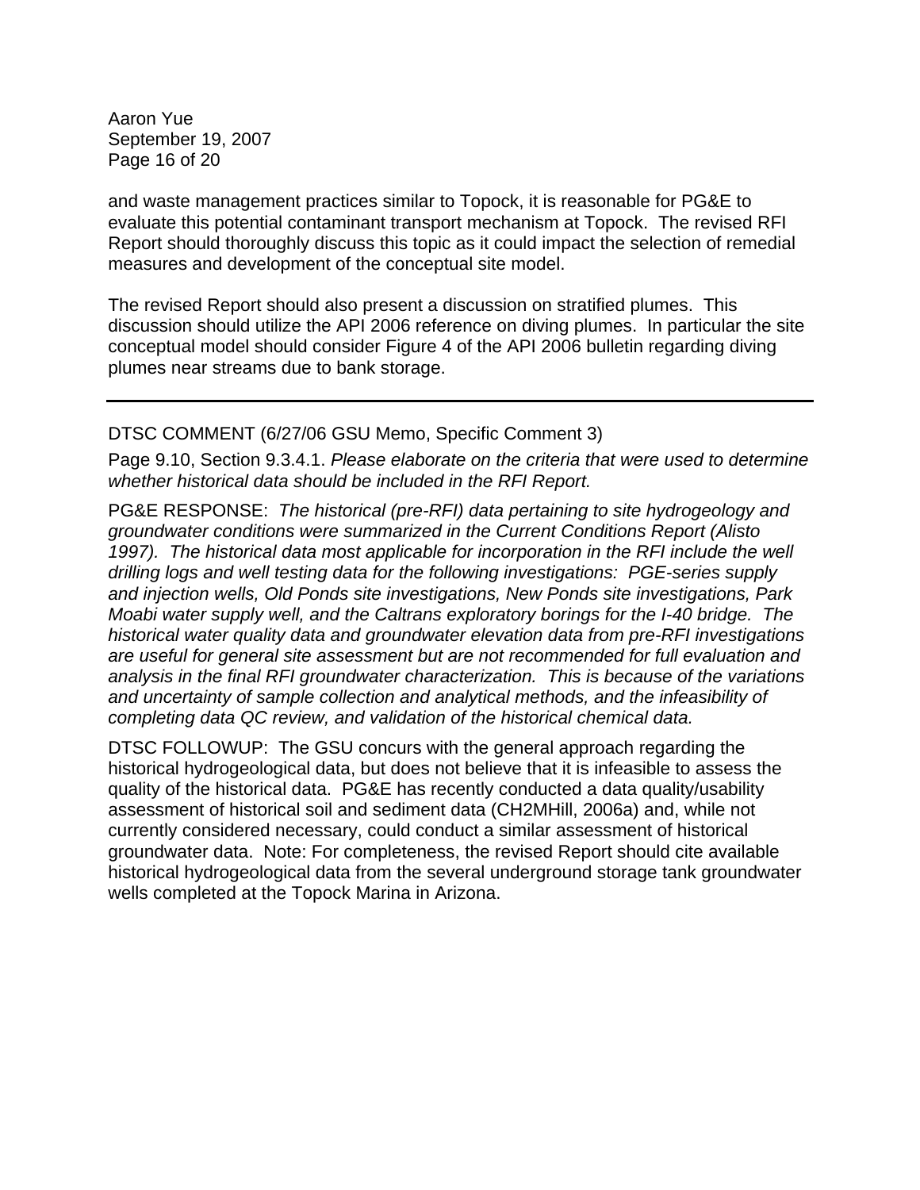and waste management practices similar to Topock, it is reasonable for PG&E to evaluate this potential contaminant transport mechanism at Topock. The revised RFI Report should thoroughly discuss this topic as it could impact the selection of remedial measures and development of the conceptual site model.

The revised Report should also present a discussion on stratified plumes. This discussion should utilize the API 2006 reference on diving plumes. In particular the site conceptual model should consider Figure 4 of the API 2006 bulletin regarding diving plumes near streams due to bank storage.

---

DTSC COMMENT (6/27/06 GSU Memo, Specific Comment 3)

Page 9.10, Section 9.3.4.1. *Please elaborate on the criteria that were used to determine whether historical data should be included in the RFI Report.*

PG&E RESPONSE: *The historical (pre-RFI) data pertaining to site hydrogeology and groundwater conditions were summarized in the Current Conditions Report (Alisto 1997). The historical data most applicable for incorporation in the RFI include the well drilling logs and well testing data for the following investigations: PGE-series supply and injection wells, Old Ponds site investigations, New Ponds site investigations, Park Moabi water supply well, and the Caltrans exploratory borings for the I-40 bridge. The historical water quality data and groundwater elevation data from pre-RFI investigations are useful for general site assessment but are not recommended for full evaluation and analysis in the final RFI groundwater characterization. This is because of the variations and uncertainty of sample collection and analytical methods, and the infeasibility of completing data QC review, and validation of the historical chemical data.*

DTSC FOLLOWUP: The GSU concurs with the general approach regarding the historical hydrogeological data, but does not believe that it is infeasible to assess the quality of the historical data. PG&E has recently conducted a data quality/usability assessment of historical soil and sediment data (CH2MHill, 2006a) and, while not currently considered necessary, could conduct a similar assessment of historical groundwater data. Note: For completeness, the revised Report should cite available historical hydrogeological data from the several underground storage tank groundwater wells completed at the Topock Marina in Arizona.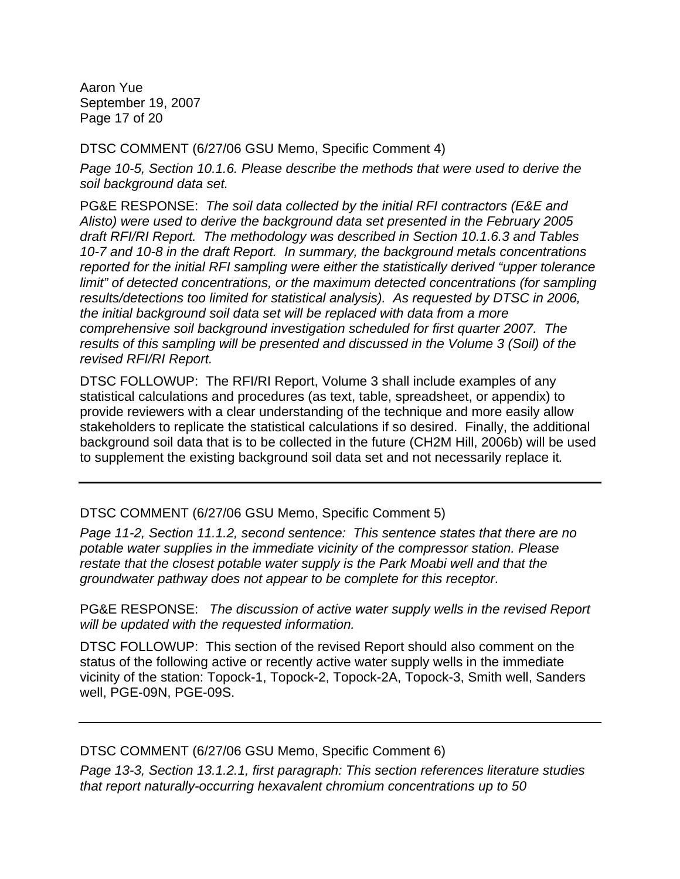DTSC COMMENT (6/27/06 GSU Memo, Specific Comment 4)

*Page 10-5, Section 10.1.6. Please describe the methods that were used to derive the soil background data set.*

PG&E RESPONSE: *The soil data collected by the initial RFI contractors (E&E and Alisto) were used to derive the background data set presented in the February 2005 draft RFI/RI Report. The methodology was described in Section 10.1.6.3 and Tables 10-7 and 10-8 in the draft Report. In summary, the background metals concentrations reported for the initial RFI sampling were either the statistically derived "upper tolerance limit" of detected concentrations, or the maximum detected concentrations (for sampling results/detections too limited for statistical analysis). As requested by DTSC in 2006, the initial background soil data set will be replaced with data from a more comprehensive soil background investigation scheduled for first quarter 2007. The results of this sampling will be presented and discussed in the Volume 3 (Soil) of the revised RFI/RI Report.*

DTSC FOLLOWUP: The RFI/RI Report, Volume 3 shall include examples of any statistical calculations and procedures (as text, table, spreadsheet, or appendix) to provide reviewers with a clear understanding of the technique and more easily allow stakeholders to replicate the statistical calculations if so desired. Finally, the additional background soil data that is to be collected in the future (CH2M Hill, 2006b) will be used to supplement the existing background soil data set and not necessarily replace it.

---

DTSC COMMENT (6/27/06 GSU Memo, Specific Comment 5)

*Page 11-2, Section 11.1.2, second sentence: This sentence states that there are no potable water supplies in the immediate vicinity of the compressor station. Please restate that the closest potable water supply is the Park Moabi well and that the groundwater pathway does not appear to be complete for this receptor.*

PG&E RESPONSE: *The discussion of active water supply wells in the revised Report will be updated with the requested information.*

DTSC FOLLOWUP: This section of the revised Report should also comment on the status of the following active or recently active water supply wells in the immediate vicinity of the station: Topock-1, Topock-2, Topock-2A, Topock-3, Smith well, Sanders well, PGE-09N, PGE-09S.

---

DTSC COMMENT (6/27/06 GSU Memo, Specific Comment 6)

*Page 13-3, Section 13.1.2.1, first paragraph: This section references literature studies that report naturally-occurring hexavalent chromium concentrations up to 50*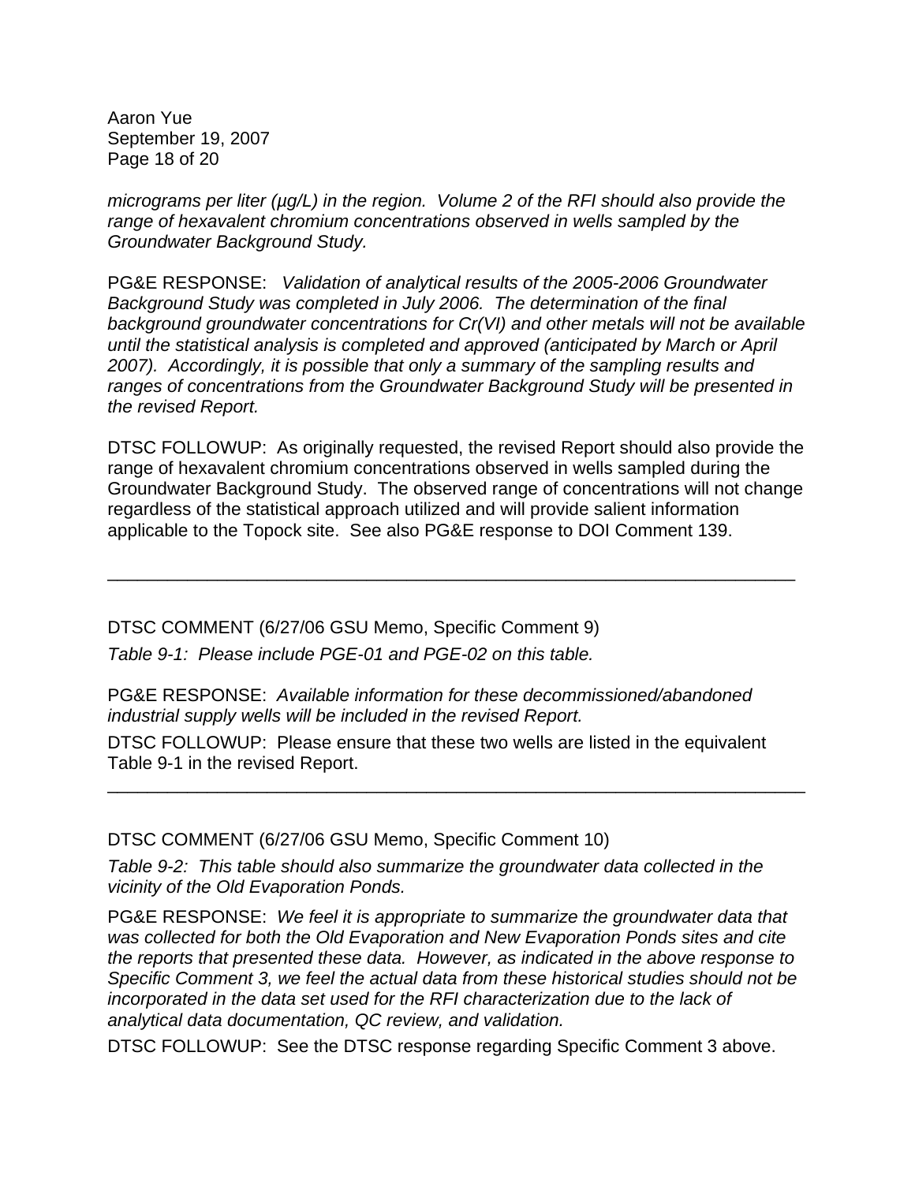*micrograms per liter (µg/L) in the region. Volume 2 of the RFI should also provide the range of hexavalent chromium concentrations observed in wells sampled by the Groundwater Background Study.*

PG&E RESPONSE: *Validation of analytical results of the 2005-2006 Groundwater Background Study was completed in July 2006. The determination of the final background groundwater concentrations for Cr(VI) and other metals will not be available until the statistical analysis is completed and approved (anticipated by March or April 2007). Accordingly, it is possible that only a summary of the sampling results and ranges of concentrations from the Groundwater Background Study will be presented in the revised Report.*

DTSC FOLLOWUP: As originally requested, the revised Report should also provide the range of hexavalent chromium concentrations observed in wells sampled during the Groundwater Background Study. The observed range of concentrations will not change regardless of the statistical approach utilized and will provide salient information applicable to the Topock site. See also PG&E response to DOI Comment 139.

---

DTSC COMMENT (6/27/06 GSU Memo, Specific Comment 9)

*Table 9-1: Please include PGE-01 and PGE-02 on this table.*

PG&E RESPONSE: *Available information for these decommissioned/abandoned industrial supply wells will be included in the revised Report.*

DTSC FOLLOWUP: Please ensure that these two wells are listed in the equivalent Table 9-1 in the revised Report.

---

DTSC COMMENT (6/27/06 GSU Memo, Specific Comment 10)

*Table 9-2: This table should also summarize the groundwater data collected in the vicinity of the Old Evaporation Ponds.*

PG&E RESPONSE: *We feel it is appropriate to summarize the groundwater data that was collected for both the Old Evaporation and New Evaporation Ponds sites and cite the reports that presented these data. However, as indicated in the above response to Specific Comment 3, we feel the actual data from these historical studies should not be incorporated in the data set used for the RFI characterization due to the lack of analytical data documentation, QC review, and validation.*

DTSC FOLLOWUP: See the DTSC response regarding Specific Comment 3 above.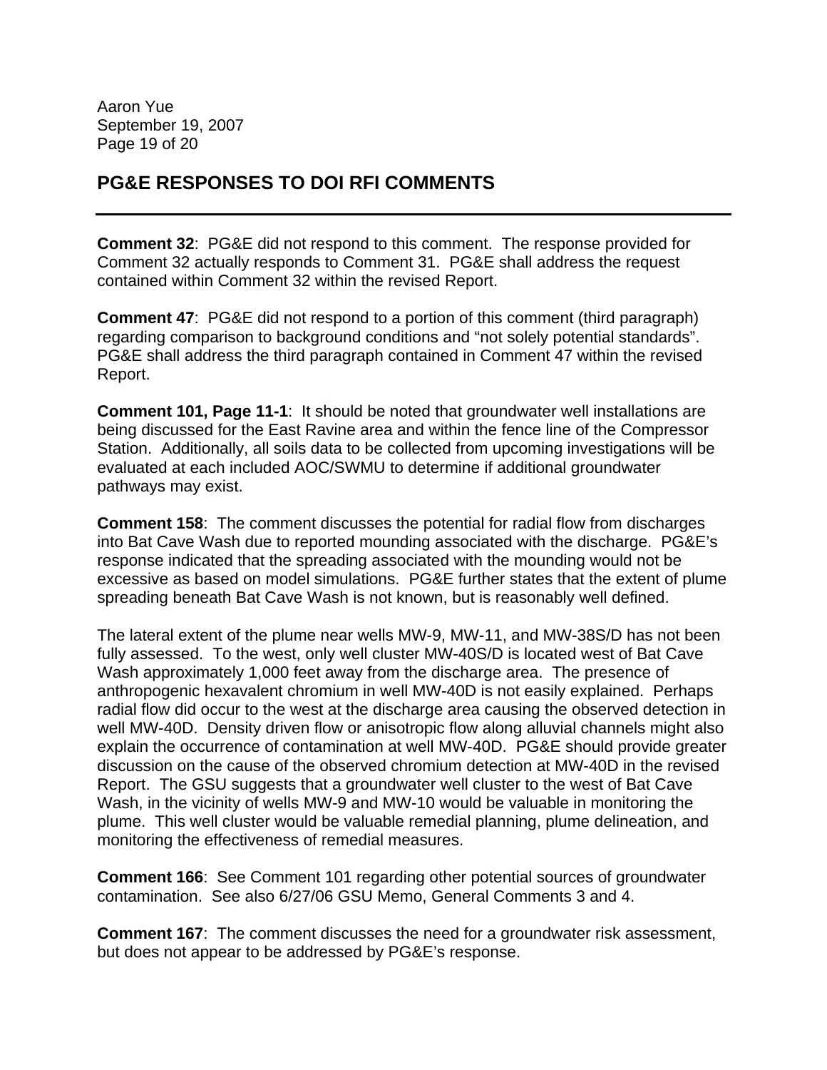## PG&E RESPONSES TO DOI RFI COMMENTS

**Comment 32**: PG&E did not respond to this comment. The response provided for Comment 32 actually responds to Comment 31. PG&E shall address the request contained within Comment 32 within the revised Report.

**Comment 47**: PG&E did not respond to a portion of this comment (third paragraph) regarding comparison to background conditions and "not solely potential standards". PG&E shall address the third paragraph contained in Comment 47 within the revised Report.

**Comment 101, Page 11-1**: It should be noted that groundwater well installations are being discussed for the East Ravine area and within the fence line of the Compressor Station. Additionally, all soils data to be collected from upcoming investigations will be evaluated at each included AOC/SWMU to determine if additional groundwater pathways may exist.

**Comment 158**: The comment discusses the potential for radial flow from discharges into Bat Cave Wash due to reported mounding associated with the discharge. PG&E's response indicated that the spreading associated with the mounding would not be excessive as based on model simulations. PG&E further states that the extent of plume spreading beneath Bat Cave Wash is not known, but is reasonably well defined.

The lateral extent of the plume near wells MW-9, MW-11, and MW-38S/D has not been fully assessed. To the west, only well cluster MW-40S/D is located west of Bat Cave Wash approximately 1,000 feet away from the discharge area. The presence of anthropogenic hexavalent chromium in well MW-40D is not easily explained. Perhaps radial flow did occur to the west at the discharge area causing the observed detection in well MW-40D. Density driven flow or anisotropic flow along alluvial channels might also explain the occurrence of contamination at well MW-40D. PG&E should provide greater discussion on the cause of the observed chromium detection at MW-40D in the revised Report. The GSU suggests that a groundwater well cluster to the west of Bat Cave Wash, in the vicinity of wells MW-9 and MW-10 would be valuable in monitoring the plume. This well cluster would be valuable remedial planning, plume delineation, and monitoring the effectiveness of remedial measures.

**Comment 166**: See Comment 101 regarding other potential sources of groundwater contamination. See also 6/27/06 GSU Memo, General Comments 3 and 4.

**Comment 167**: The comment discusses the need for a groundwater risk assessment, but does not appear to be addressed by PG&E's response.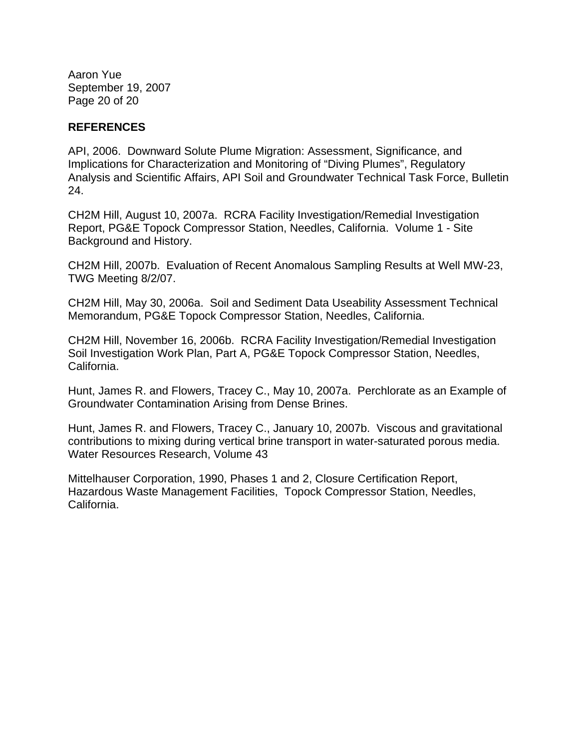## REFERENCES

API, 2006. Downward Solute Plume Migration: Assessment, Significance, and Implications for Characterization and Monitoring of “Diving Plumes”, Regulatory Analysis and Scientific Affairs, API Soil and Groundwater Technical Task Force, Bulletin 24.

CH2M Hill, August 10, 2007a. RCRA Facility Investigation/Remedial Investigation Report, PG&E Topock Compressor Station, Needles, California. Volume 1 - Site Background and History.

CH2M Hill, 2007b. Evaluation of Recent Anomalous Sampling Results at Well MW-23, TWG Meeting 8/2/07.

CH2M Hill, May 30, 2006a. Soil and Sediment Data Useability Assessment Technical Memorandum, PG&E Topock Compressor Station, Needles, California.

CH2M Hill, November 16, 2006b. RCRA Facility Investigation/Remedial Investigation Soil Investigation Work Plan, Part A, PG&E Topock Compressor Station, Needles, California.

Hunt, James R. and Flowers, Tracey C., May 10, 2007a. Perchlorate as an Example of Groundwater Contamination Arising from Dense Brines.

Hunt, James R. and Flowers, Tracey C., January 10, 2007b. Viscous and gravitational contributions to mixing during vertical brine transport in water-saturated porous media. Water Resources Research, Volume 43

Mittelhauser Corporation, 1990, Phases 1 and 2, Closure Certification Report, Hazardous Waste Management Facilities, Topock Compressor Station, Needles, California.